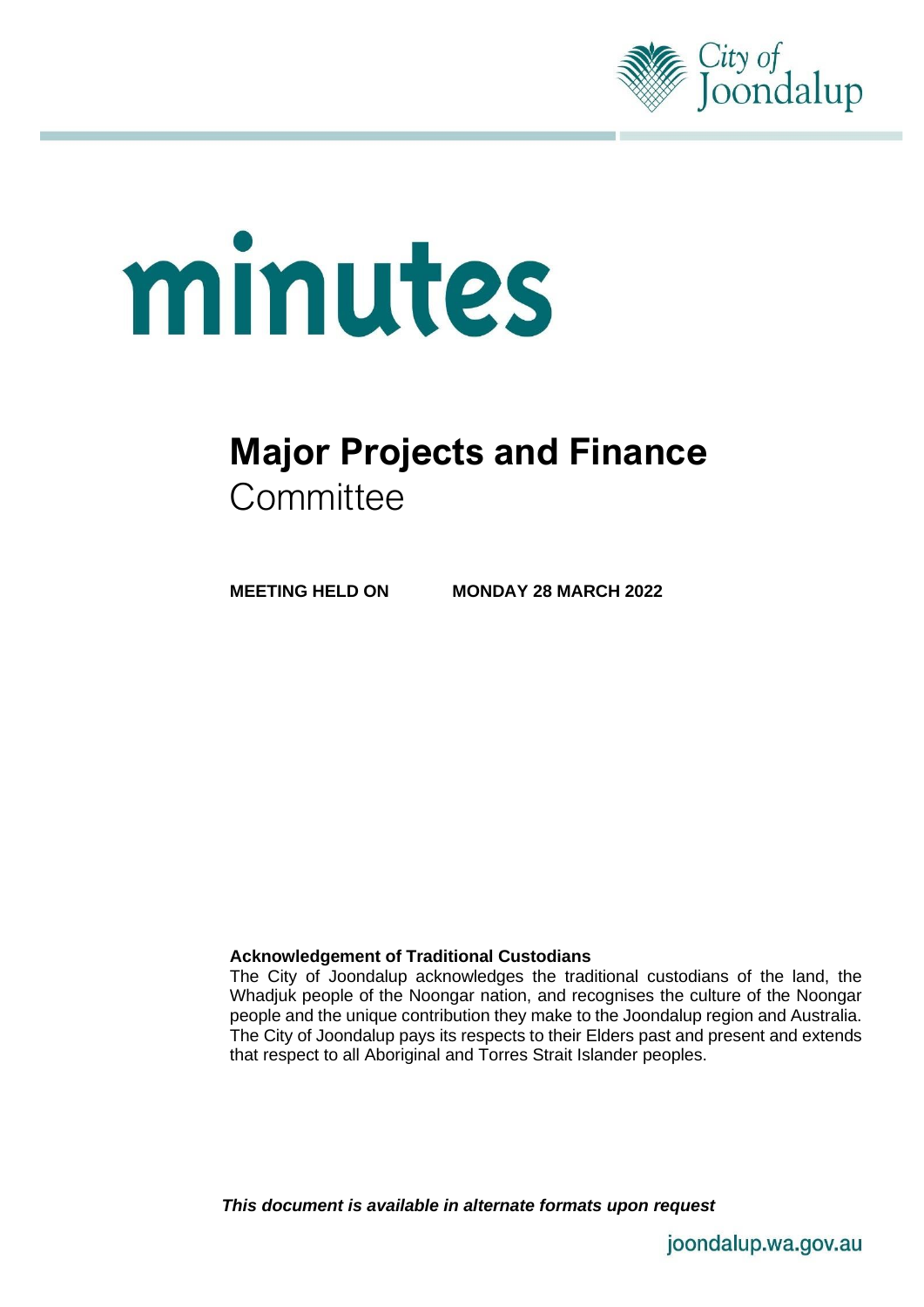# minutes

# **Major Projects and Finance** Committee

**MEETING HELD ON MONDAY 28 MARCH 2022**

**Acknowledgement of Traditional Custodians**

The City of Joondalup acknowledges the traditional custodians of the land, the Whadjuk people of the Noongar nation, and recognises the culture of the Noongar people and the unique contribution they make to the Joondalup region and Australia. The City of Joondalup pays its respects to their Elders past and present and extends that respect to all Aboriginal and Torres Strait Islander peoples.

***This document is available in alternate formats upon request***

joondalup.wa.gov.au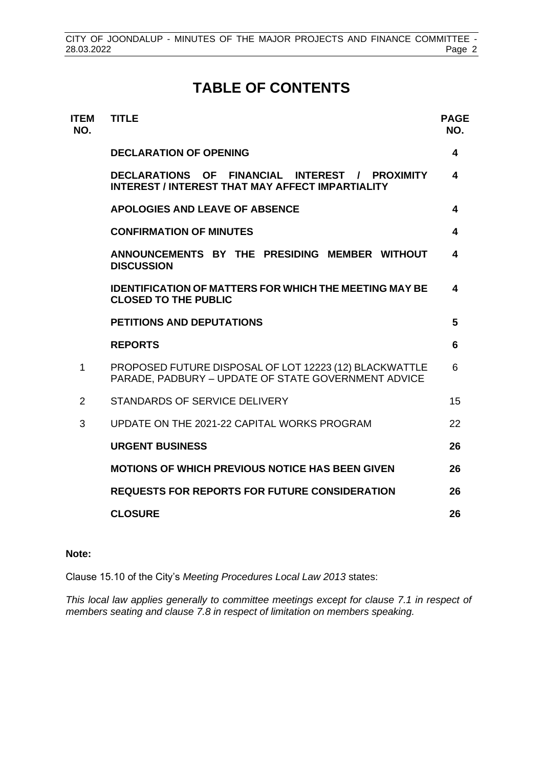# TABLE OF CONTENTS

| ITEM NO. | TITLE | PAGE NO. |
|---|---|---|
| | **DECLARATION OF OPENING** | **4** |
| | **DECLARATIONS OF FINANCIAL INTEREST / PROXIMITY INTEREST / INTEREST THAT MAY AFFECT IMPARTIALITY** | **4** |
| | **APOLOGIES AND LEAVE OF ABSENCE** | **4** |
| | **CONFIRMATION OF MINUTES** | **4** |
| | **ANNOUNCEMENTS BY THE PRESIDING MEMBER WITHOUT DISCUSSION** | **4** |
| | **IDENTIFICATION OF MATTERS FOR WHICH THE MEETING MAY BE CLOSED TO THE PUBLIC** | **4** |
| | **PETITIONS AND DEPUTATIONS** | **5** |
| | **REPORTS** | **6** |
| 1 | PROPOSED FUTURE DISPOSAL OF LOT 12223 (12) BLACKWATTLE PARADE, PADBURY – UPDATE OF STATE GOVERNMENT ADVICE | 6 |
| 2 | STANDARDS OF SERVICE DELIVERY | 15 |
| 3 | UPDATE ON THE 2021-22 CAPITAL WORKS PROGRAM | 22 |
| | **URGENT BUSINESS** | **26** |
| | **MOTIONS OF WHICH PREVIOUS NOTICE HAS BEEN GIVEN** | **26** |
| | **REQUESTS FOR REPORTS FOR FUTURE CONSIDERATION** | **26** |
| | **CLOSURE** | **26** |

**Note:**

Clause 15.10 of the City's *Meeting Procedures Local Law 2013* states:

*This local law applies generally to committee meetings except for clause 7.1 in respect of members seating and clause 7.8 in respect of limitation on members speaking.*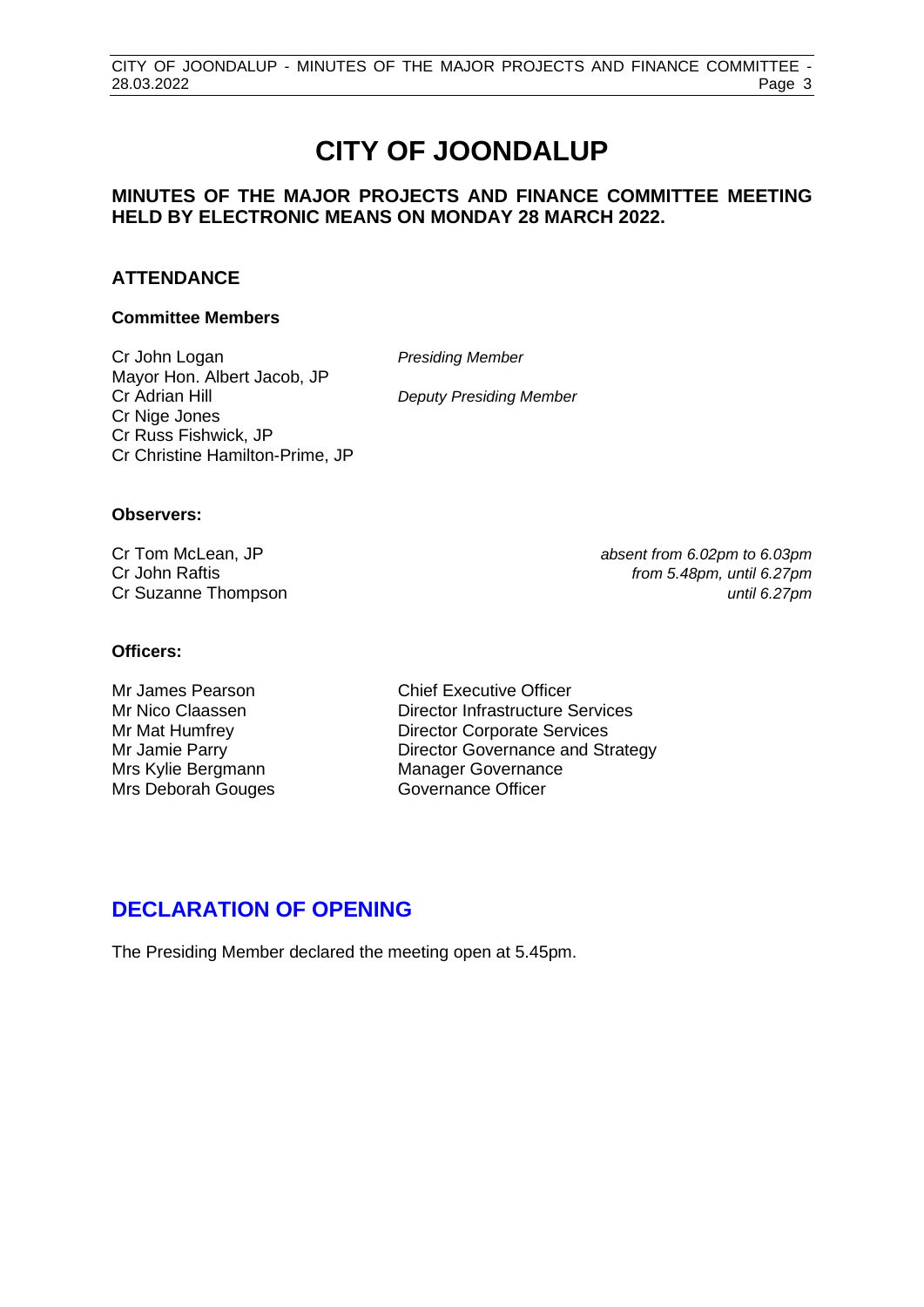# CITY OF JOONDALUP

## MINUTES OF THE MAJOR PROJECTS AND FINANCE COMMITTEE MEETING HELD BY ELECTRONIC MEANS ON MONDAY 28 MARCH 2022.

## ATTENDANCE

### Committee Members

| | |
|---|---|
| Cr John Logan | *Presiding Member* |
| Mayor Hon. Albert Jacob, JP | |
| Cr Adrian Hill | *Deputy Presiding Member* |
| Cr Nige Jones | |
| Cr Russ Fishwick, JP | |
| Cr Christine Hamilton-Prime, JP | |

### Observers:

| | |
|---|---|
| Cr Tom McLean, JP | *absent from 6.02pm to 6.03pm* |
| Cr John Raftis | *from 5.48pm, until 6.27pm* |
| Cr Suzanne Thompson | *until 6.27pm* |

### Officers:

| | |
|---|---|
| Mr James Pearson | Chief Executive Officer |
| Mr Nico Claassen | Director Infrastructure Services |
| Mr Mat Humfrey | Director Corporate Services |
| Mr Jamie Parry | Director Governance and Strategy |
| Mrs Kylie Bergmann | Manager Governance |
| Mrs Deborah Gouges | Governance Officer |

## DECLARATION OF OPENING

The Presiding Member declared the meeting open at 5.45pm.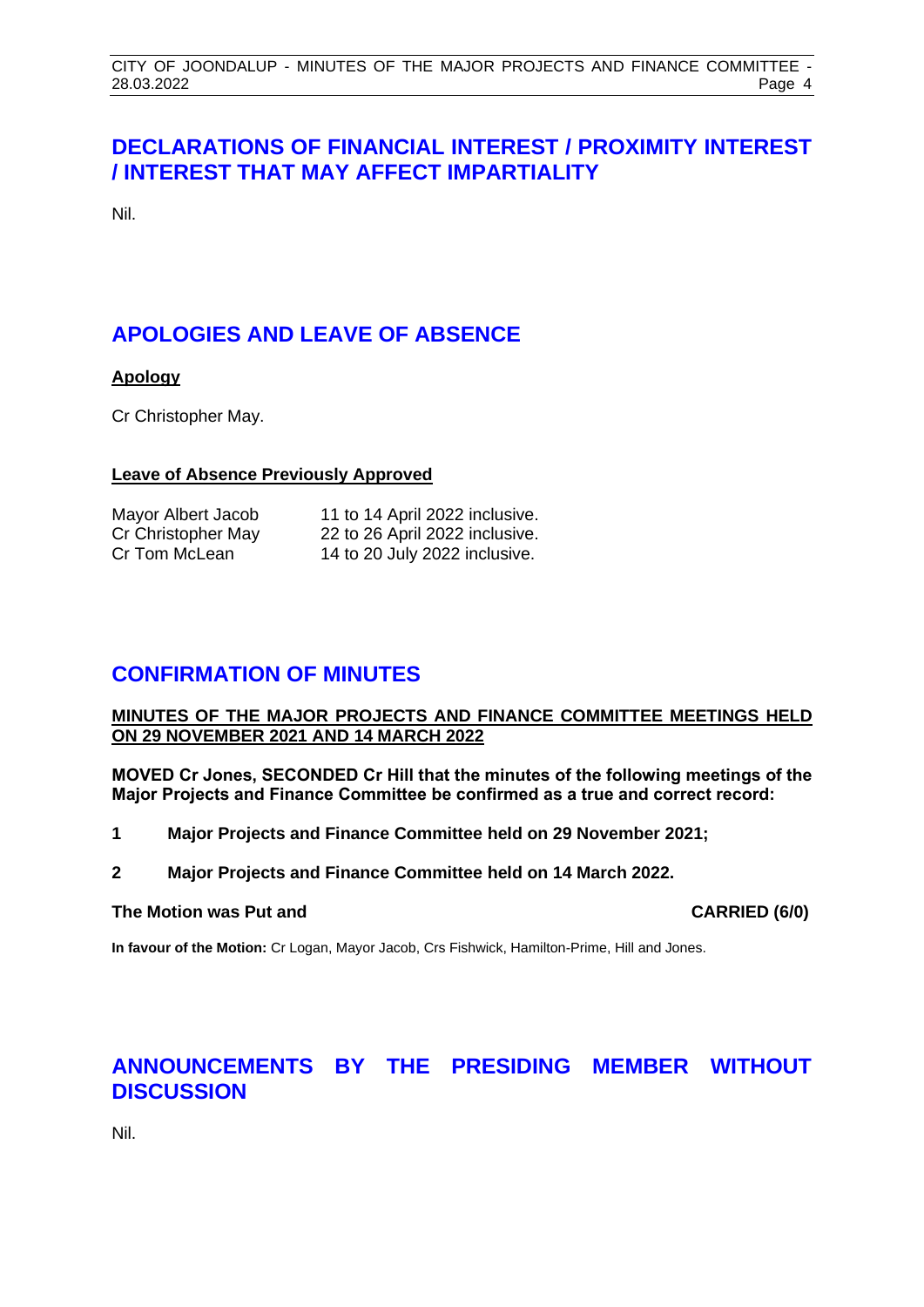## DECLARATIONS OF FINANCIAL INTEREST / PROXIMITY INTEREST / INTEREST THAT MAY AFFECT IMPARTIALITY

Nil.

## APOLOGIES AND LEAVE OF ABSENCE

**Apology**

Cr Christopher May.

**Leave of Absence Previously Approved**

| | |
|---|---|
| Mayor Albert Jacob | 11 to 14 April 2022 inclusive. |
| Cr Christopher May | 22 to 26 April 2022 inclusive. |
| Cr Tom McLean | 14 to 20 July 2022 inclusive. |

## CONFIRMATION OF MINUTES

**MINUTES OF THE MAJOR PROJECTS AND FINANCE COMMITTEE MEETINGS HELD ON 29 NOVEMBER 2021 AND 14 MARCH 2022**

**MOVED Cr Jones, SECONDED Cr Hill that the minutes of the following meetings of the Major Projects and Finance Committee be confirmed as a true and correct record:**

1. **Major Projects and Finance Committee held on 29 November 2021;**
2. **Major Projects and Finance Committee held on 14 March 2022.**

**The Motion was Put and CARRIED (6/0)**

**In favour of the Motion:** Cr Logan, Mayor Jacob, Crs Fishwick, Hamilton-Prime, Hill and Jones.

## ANNOUNCEMENTS BY THE PRESIDING MEMBER WITHOUT DISCUSSION

Nil.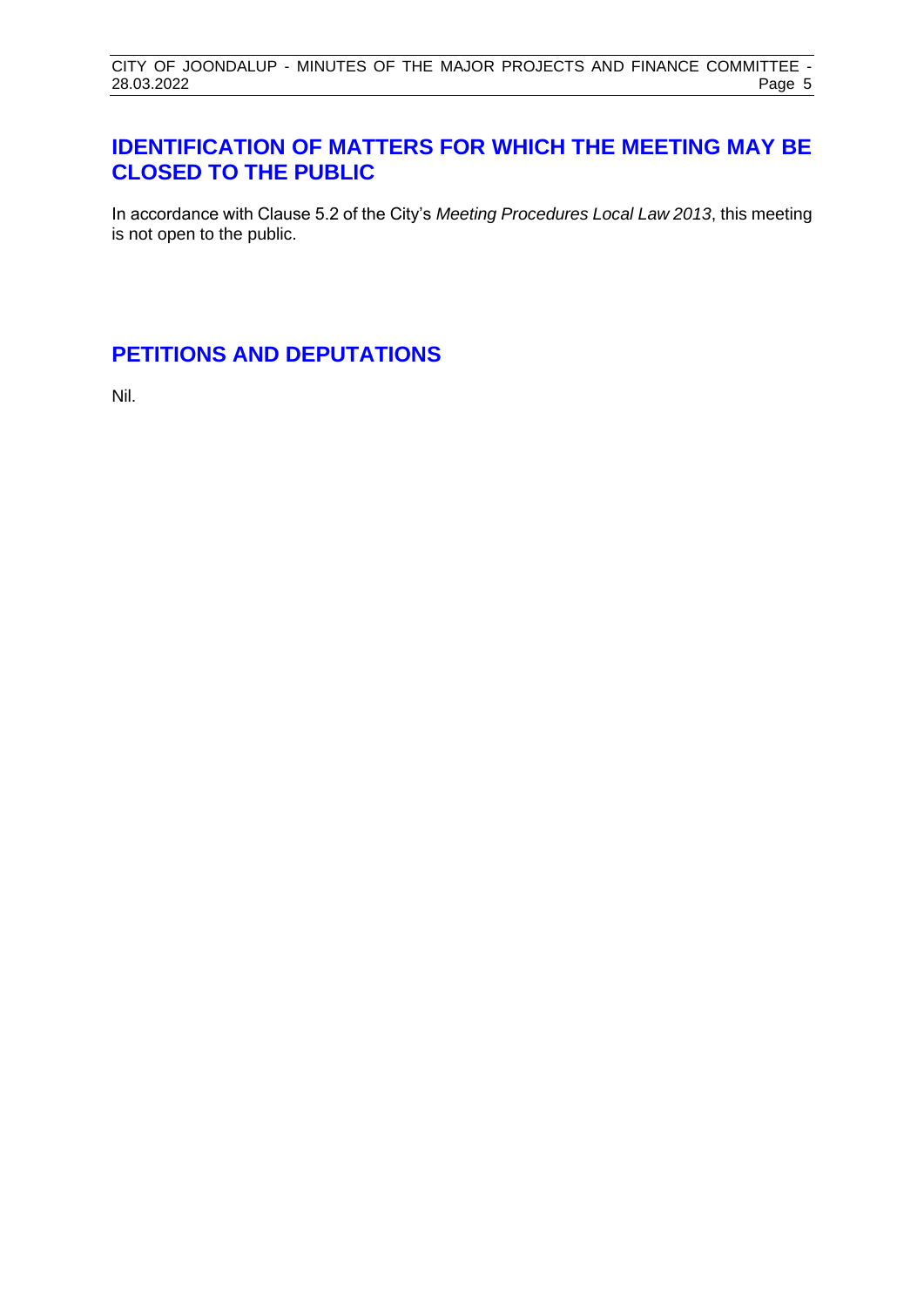## IDENTIFICATION OF MATTERS FOR WHICH THE MEETING MAY BE CLOSED TO THE PUBLIC

In accordance with Clause 5.2 of the City's *Meeting Procedures Local Law 2013*, this meeting is not open to the public.

## PETITIONS AND DEPUTATIONS

Nil.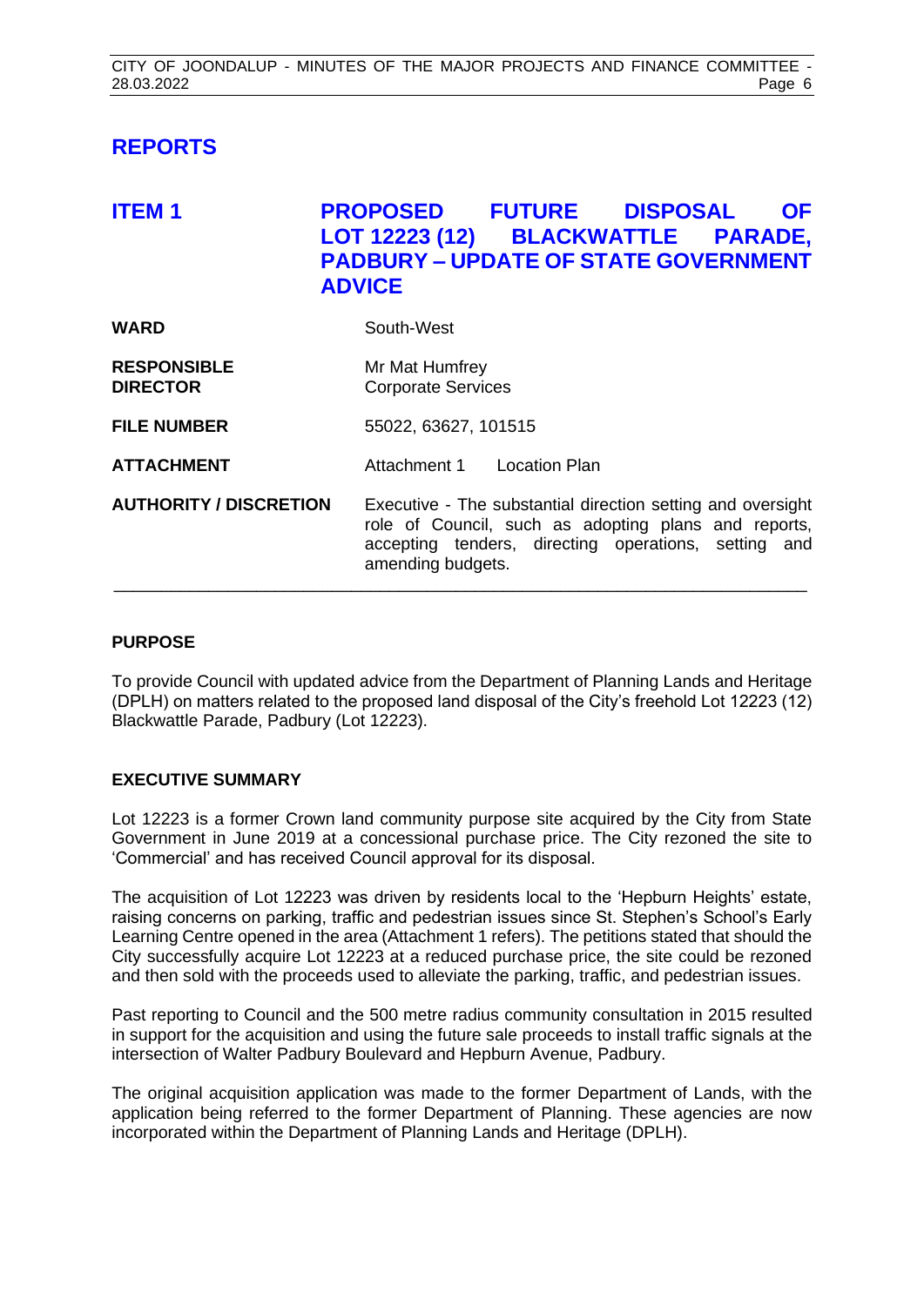# REPORTS

## ITEM 1 PROPOSED FUTURE DISPOSAL OF LOT 12223 (12) BLACKWATTLE PARADE, PADBURY – UPDATE OF STATE GOVERNMENT ADVICE

| | |
|---|---|
| **WARD** | South-West |
| **RESPONSIBLE DIRECTOR** | Mr Mat Humfrey<br>Corporate Services |
| **FILE NUMBER** | 55022, 63627, 101515 |
| **ATTACHMENT** | Attachment 1 Location Plan |
| **AUTHORITY / DISCRETION** | Executive - The substantial direction setting and oversight role of Council, such as adopting plans and reports, accepting tenders, directing operations, setting and amending budgets. |

---

### PURPOSE

To provide Council with updated advice from the Department of Planning Lands and Heritage (DPLH) on matters related to the proposed land disposal of the City's freehold Lot 12223 (12) Blackwattle Parade, Padbury (Lot 12223).

### EXECUTIVE SUMMARY

Lot 12223 is a former Crown land community purpose site acquired by the City from State Government in June 2019 at a concessional purchase price. The City rezoned the site to 'Commercial' and has received Council approval for its disposal.

The acquisition of Lot 12223 was driven by residents local to the 'Hepburn Heights' estate, raising concerns on parking, traffic and pedestrian issues since St. Stephen's School's Early Learning Centre opened in the area (Attachment 1 refers). The petitions stated that should the City successfully acquire Lot 12223 at a reduced purchase price, the site could be rezoned and then sold with the proceeds used to alleviate the parking, traffic, and pedestrian issues.

Past reporting to Council and the 500 metre radius community consultation in 2015 resulted in support for the acquisition and using the future sale proceeds to install traffic signals at the intersection of Walter Padbury Boulevard and Hepburn Avenue, Padbury.

The original acquisition application was made to the former Department of Lands, with the application being referred to the former Department of Planning. These agencies are now incorporated within the Department of Planning Lands and Heritage (DPLH).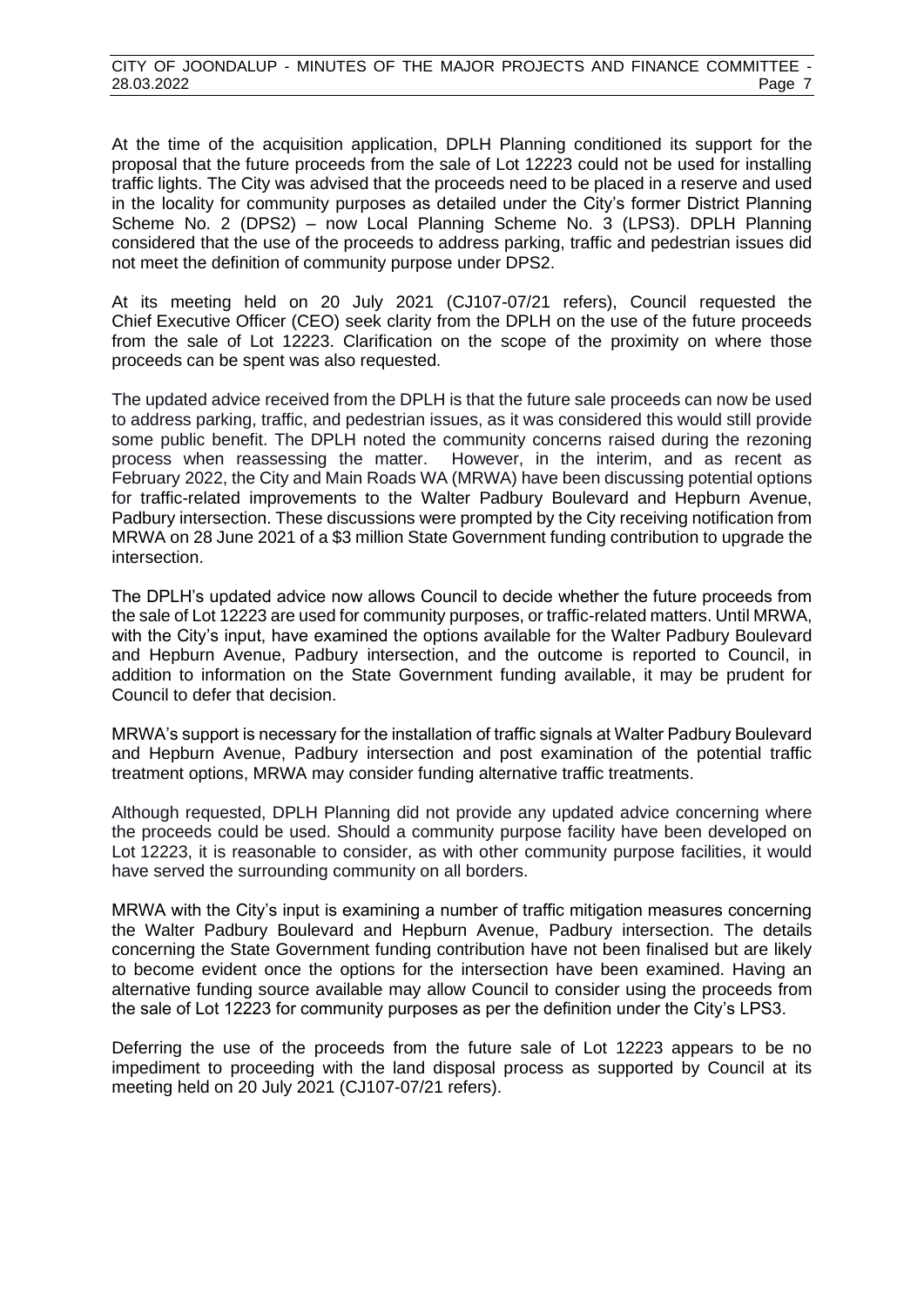At the time of the acquisition application, DPLH Planning conditioned its support for the proposal that the future proceeds from the sale of Lot 12223 could not be used for installing traffic lights. The City was advised that the proceeds need to be placed in a reserve and used in the locality for community purposes as detailed under the City's former District Planning Scheme No. 2 (DPS2) – now Local Planning Scheme No. 3 (LPS3). DPLH Planning considered that the use of the proceeds to address parking, traffic and pedestrian issues did not meet the definition of community purpose under DPS2.

At its meeting held on 20 July 2021 (CJ107-07/21 refers), Council requested the Chief Executive Officer (CEO) seek clarity from the DPLH on the use of the future proceeds from the sale of Lot 12223. Clarification on the scope of the proximity on where those proceeds can be spent was also requested.

The updated advice received from the DPLH is that the future sale proceeds can now be used to address parking, traffic, and pedestrian issues, as it was considered this would still provide some public benefit. The DPLH noted the community concerns raised during the rezoning process when reassessing the matter. However, in the interim, and as recent as February 2022, the City and Main Roads WA (MRWA) have been discussing potential options for traffic-related improvements to the Walter Padbury Boulevard and Hepburn Avenue, Padbury intersection. These discussions were prompted by the City receiving notification from MRWA on 28 June 2021 of a $3 million State Government funding contribution to upgrade the intersection.

The DPLH's updated advice now allows Council to decide whether the future proceeds from the sale of Lot 12223 are used for community purposes, or traffic-related matters. Until MRWA, with the City's input, have examined the options available for the Walter Padbury Boulevard and Hepburn Avenue, Padbury intersection, and the outcome is reported to Council, in addition to information on the State Government funding available, it may be prudent for Council to defer that decision.

MRWA's support is necessary for the installation of traffic signals at Walter Padbury Boulevard and Hepburn Avenue, Padbury intersection and post examination of the potential traffic treatment options, MRWA may consider funding alternative traffic treatments.

Although requested, DPLH Planning did not provide any updated advice concerning where the proceeds could be used. Should a community purpose facility have been developed on Lot 12223, it is reasonable to consider, as with other community purpose facilities, it would have served the surrounding community on all borders.

MRWA with the City's input is examining a number of traffic mitigation measures concerning the Walter Padbury Boulevard and Hepburn Avenue, Padbury intersection. The details concerning the State Government funding contribution have not been finalised but are likely to become evident once the options for the intersection have been examined. Having an alternative funding source available may allow Council to consider using the proceeds from the sale of Lot 12223 for community purposes as per the definition under the City's LPS3.

Deferring the use of the proceeds from the future sale of Lot 12223 appears to be no impediment to proceeding with the land disposal process as supported by Council at its meeting held on 20 July 2021 (CJ107-07/21 refers).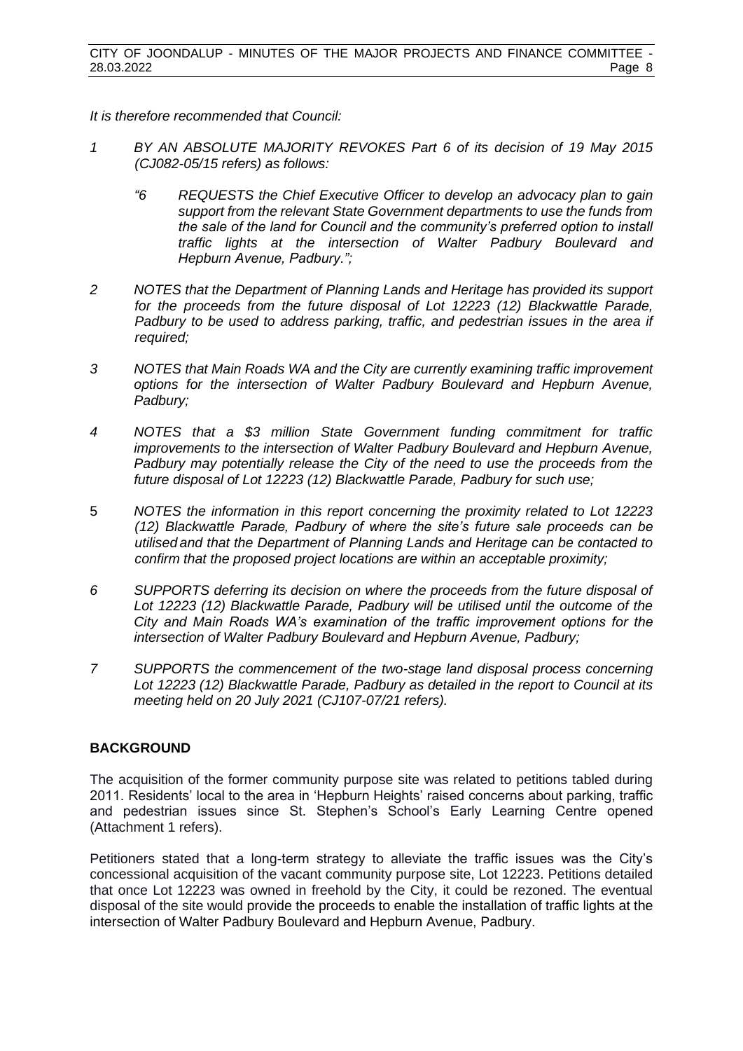*It is therefore recommended that Council:*

1. *BY AN ABSOLUTE MAJORITY REVOKES Part 6 of its decision of 19 May 2015 (CJ082-05/15 refers) as follows:*

   *"6 REQUESTS the Chief Executive Officer to develop an advocacy plan to gain support from the relevant State Government departments to use the funds from the sale of the land for Council and the community's preferred option to install traffic lights at the intersection of Walter Padbury Boulevard and Hepburn Avenue, Padbury.";*

2. *NOTES that the Department of Planning Lands and Heritage has provided its support for the proceeds from the future disposal of Lot 12223 (12) Blackwattle Parade, Padbury to be used to address parking, traffic, and pedestrian issues in the area if required;*

3. *NOTES that Main Roads WA and the City are currently examining traffic improvement options for the intersection of Walter Padbury Boulevard and Hepburn Avenue, Padbury;*

4. *NOTES that a $3 million State Government funding commitment for traffic improvements to the intersection of Walter Padbury Boulevard and Hepburn Avenue, Padbury may potentially release the City of the need to use the proceeds from the future disposal of Lot 12223 (12) Blackwattle Parade, Padbury for such use;*

5. *NOTES the information in this report concerning the proximity related to Lot 12223 (12) Blackwattle Parade, Padbury of where the site's future sale proceeds can be utilised and that the Department of Planning Lands and Heritage can be contacted to confirm that the proposed project locations are within an acceptable proximity;*

6. *SUPPORTS deferring its decision on where the proceeds from the future disposal of Lot 12223 (12) Blackwattle Parade, Padbury will be utilised until the outcome of the City and Main Roads WA's examination of the traffic improvement options for the intersection of Walter Padbury Boulevard and Hepburn Avenue, Padbury;*

7. *SUPPORTS the commencement of the two-stage land disposal process concerning Lot 12223 (12) Blackwattle Parade, Padbury as detailed in the report to Council at its meeting held on 20 July 2021 (CJ107-07/21 refers).*

## BACKGROUND

The acquisition of the former community purpose site was related to petitions tabled during 2011. Residents' local to the area in 'Hepburn Heights' raised concerns about parking, traffic and pedestrian issues since St. Stephen's School's Early Learning Centre opened (Attachment 1 refers).

Petitioners stated that a long-term strategy to alleviate the traffic issues was the City's concessional acquisition of the vacant community purpose site, Lot 12223. Petitions detailed that once Lot 12223 was owned in freehold by the City, it could be rezoned. The eventual disposal of the site would provide the proceeds to enable the installation of traffic lights at the intersection of Walter Padbury Boulevard and Hepburn Avenue, Padbury.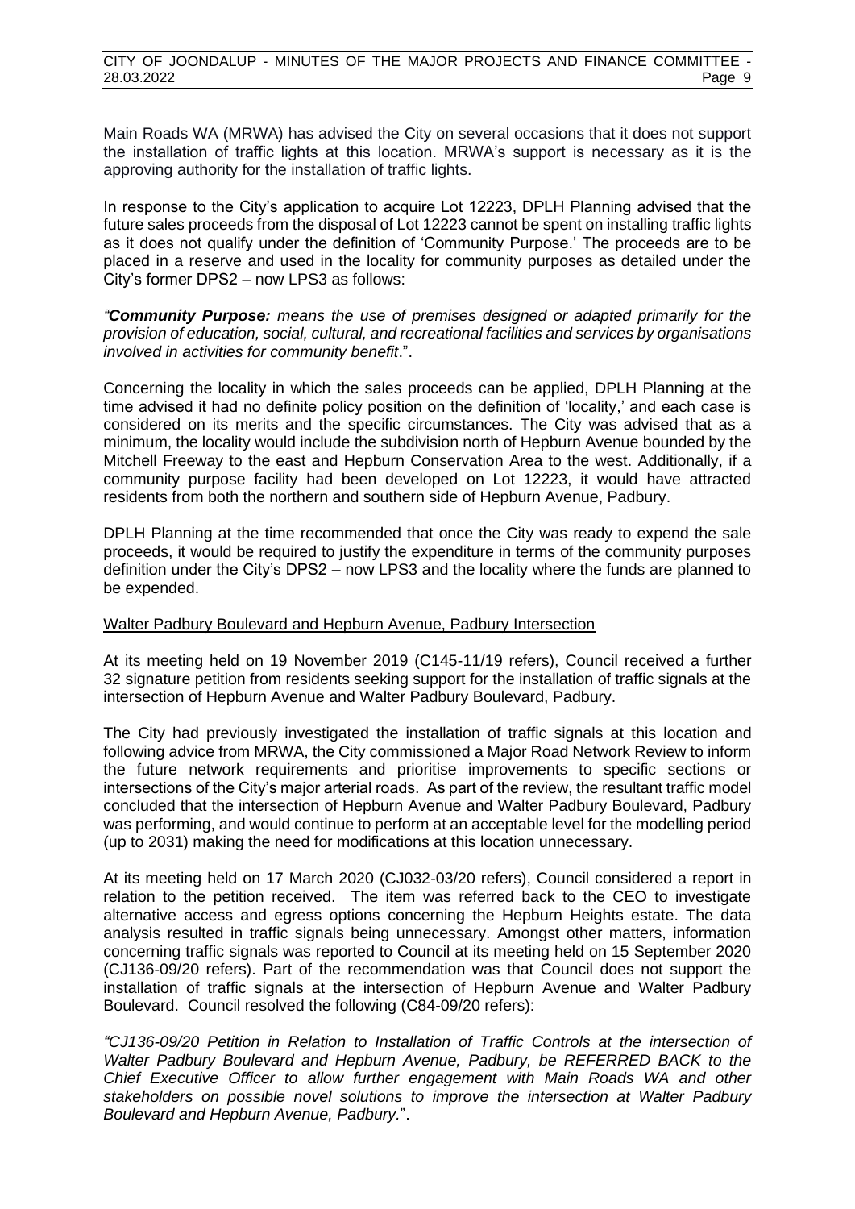Main Roads WA (MRWA) has advised the City on several occasions that it does not support the installation of traffic lights at this location. MRWA's support is necessary as it is the approving authority for the installation of traffic lights.

In response to the City's application to acquire Lot 12223, DPLH Planning advised that the future sales proceeds from the disposal of Lot 12223 cannot be spent on installing traffic lights as it does not qualify under the definition of 'Community Purpose.' The proceeds are to be placed in a reserve and used in the locality for community purposes as detailed under the City's former DPS2 – now LPS3 as follows:

*"**Community Purpose:** means the use of premises designed or adapted primarily for the provision of education, social, cultural, and recreational facilities and services by organisations involved in activities for community benefit*.".

Concerning the locality in which the sales proceeds can be applied, DPLH Planning at the time advised it had no definite policy position on the definition of 'locality,' and each case is considered on its merits and the specific circumstances. The City was advised that as a minimum, the locality would include the subdivision north of Hepburn Avenue bounded by the Mitchell Freeway to the east and Hepburn Conservation Area to the west. Additionally, if a community purpose facility had been developed on Lot 12223, it would have attracted residents from both the northern and southern side of Hepburn Avenue, Padbury.

DPLH Planning at the time recommended that once the City was ready to expend the sale proceeds, it would be required to justify the expenditure in terms of the community purposes definition under the City's DPS2 – now LPS3 and the locality where the funds are planned to be expended.

Walter Padbury Boulevard and Hepburn Avenue, Padbury Intersection

At its meeting held on 19 November 2019 (C145-11/19 refers), Council received a further 32 signature petition from residents seeking support for the installation of traffic signals at the intersection of Hepburn Avenue and Walter Padbury Boulevard, Padbury.

The City had previously investigated the installation of traffic signals at this location and following advice from MRWA, the City commissioned a Major Road Network Review to inform the future network requirements and prioritise improvements to specific sections or intersections of the City's major arterial roads. As part of the review, the resultant traffic model concluded that the intersection of Hepburn Avenue and Walter Padbury Boulevard, Padbury was performing, and would continue to perform at an acceptable level for the modelling period (up to 2031) making the need for modifications at this location unnecessary.

At its meeting held on 17 March 2020 (CJ032-03/20 refers), Council considered a report in relation to the petition received. The item was referred back to the CEO to investigate alternative access and egress options concerning the Hepburn Heights estate. The data analysis resulted in traffic signals being unnecessary. Amongst other matters, information concerning traffic signals was reported to Council at its meeting held on 15 September 2020 (CJ136-09/20 refers). Part of the recommendation was that Council does not support the installation of traffic signals at the intersection of Hepburn Avenue and Walter Padbury Boulevard. Council resolved the following (C84-09/20 refers):

*"CJ136-09/20 Petition in Relation to Installation of Traffic Controls at the intersection of Walter Padbury Boulevard and Hepburn Avenue, Padbury, be REFERRED BACK to the Chief Executive Officer to allow further engagement with Main Roads WA and other stakeholders on possible novel solutions to improve the intersection at Walter Padbury Boulevard and Hepburn Avenue, Padbury.*".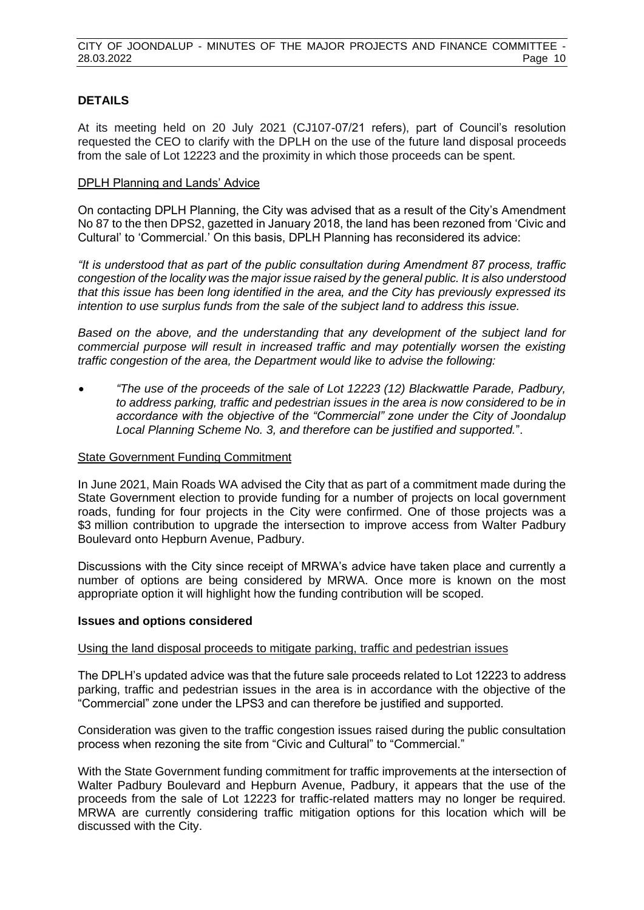## DETAILS

At its meeting held on 20 July 2021 (CJ107-07/21 refers), part of Council's resolution requested the CEO to clarify with the DPLH on the use of the future land disposal proceeds from the sale of Lot 12223 and the proximity in which those proceeds can be spent.

DPLH Planning and Lands' Advice

On contacting DPLH Planning, the City was advised that as a result of the City's Amendment No 87 to the then DPS2, gazetted in January 2018, the land has been rezoned from 'Civic and Cultural' to 'Commercial.' On this basis, DPLH Planning has reconsidered its advice:

*"It is understood that as part of the public consultation during Amendment 87 process, traffic congestion of the locality was the major issue raised by the general public. It is also understood that this issue has been long identified in the area, and the City has previously expressed its intention to use surplus funds from the sale of the subject land to address this issue.*

*Based on the above, and the understanding that any development of the subject land for commercial purpose will result in increased traffic and may potentially worsen the existing traffic congestion of the area, the Department would like to advise the following:*

- *"The use of the proceeds of the sale of Lot 12223 (12) Blackwattle Parade, Padbury, to address parking, traffic and pedestrian issues in the area is now considered to be in accordance with the objective of the "Commercial" zone under the City of Joondalup Local Planning Scheme No. 3, and therefore can be justified and supported.*".

State Government Funding Commitment

In June 2021, Main Roads WA advised the City that as part of a commitment made during the State Government election to provide funding for a number of projects on local government roads, funding for four projects in the City were confirmed. One of those projects was a $3 million contribution to upgrade the intersection to improve access from Walter Padbury Boulevard onto Hepburn Avenue, Padbury.

Discussions with the City since receipt of MRWA's advice have taken place and currently a number of options are being considered by MRWA. Once more is known on the most appropriate option it will highlight how the funding contribution will be scoped.

### Issues and options considered

Using the land disposal proceeds to mitigate parking, traffic and pedestrian issues

The DPLH's updated advice was that the future sale proceeds related to Lot 12223 to address parking, traffic and pedestrian issues in the area is in accordance with the objective of the "Commercial" zone under the LPS3 and can therefore be justified and supported.

Consideration was given to the traffic congestion issues raised during the public consultation process when rezoning the site from "Civic and Cultural" to "Commercial."

With the State Government funding commitment for traffic improvements at the intersection of Walter Padbury Boulevard and Hepburn Avenue, Padbury, it appears that the use of the proceeds from the sale of Lot 12223 for traffic-related matters may no longer be required. MRWA are currently considering traffic mitigation options for this location which will be discussed with the City.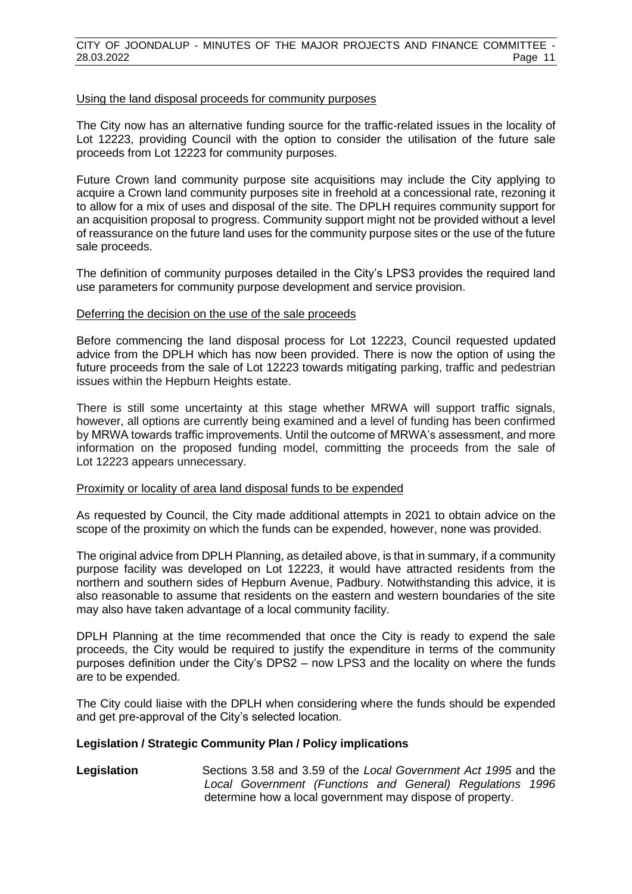Using the land disposal proceeds for community purposes

The City now has an alternative funding source for the traffic-related issues in the locality of Lot 12223, providing Council with the option to consider the utilisation of the future sale proceeds from Lot 12223 for community purposes.

Future Crown land community purpose site acquisitions may include the City applying to acquire a Crown land community purposes site in freehold at a concessional rate, rezoning it to allow for a mix of uses and disposal of the site. The DPLH requires community support for an acquisition proposal to progress. Community support might not be provided without a level of reassurance on the future land uses for the community purpose sites or the use of the future sale proceeds.

The definition of community purposes detailed in the City's LPS3 provides the required land use parameters for community purpose development and service provision.

Deferring the decision on the use of the sale proceeds

Before commencing the land disposal process for Lot 12223, Council requested updated advice from the DPLH which has now been provided. There is now the option of using the future proceeds from the sale of Lot 12223 towards mitigating parking, traffic and pedestrian issues within the Hepburn Heights estate.

There is still some uncertainty at this stage whether MRWA will support traffic signals, however, all options are currently being examined and a level of funding has been confirmed by MRWA towards traffic improvements. Until the outcome of MRWA's assessment, and more information on the proposed funding model, committing the proceeds from the sale of Lot 12223 appears unnecessary.

Proximity or locality of area land disposal funds to be expended

As requested by Council, the City made additional attempts in 2021 to obtain advice on the scope of the proximity on which the funds can be expended, however, none was provided.

The original advice from DPLH Planning, as detailed above, is that in summary, if a community purpose facility was developed on Lot 12223, it would have attracted residents from the northern and southern sides of Hepburn Avenue, Padbury. Notwithstanding this advice, it is also reasonable to assume that residents on the eastern and western boundaries of the site may also have taken advantage of a local community facility.

DPLH Planning at the time recommended that once the City is ready to expend the sale proceeds, the City would be required to justify the expenditure in terms of the community purposes definition under the City's DPS2 – now LPS3 and the locality on where the funds are to be expended.

The City could liaise with the DPLH when considering where the funds should be expended and get pre-approval of the City's selected location.

**Legislation / Strategic Community Plan / Policy implications**

**Legislation** Sections 3.58 and 3.59 of the *Local Government Act 1995* and the *Local Government (Functions and General) Regulations 1996* determine how a local government may dispose of property.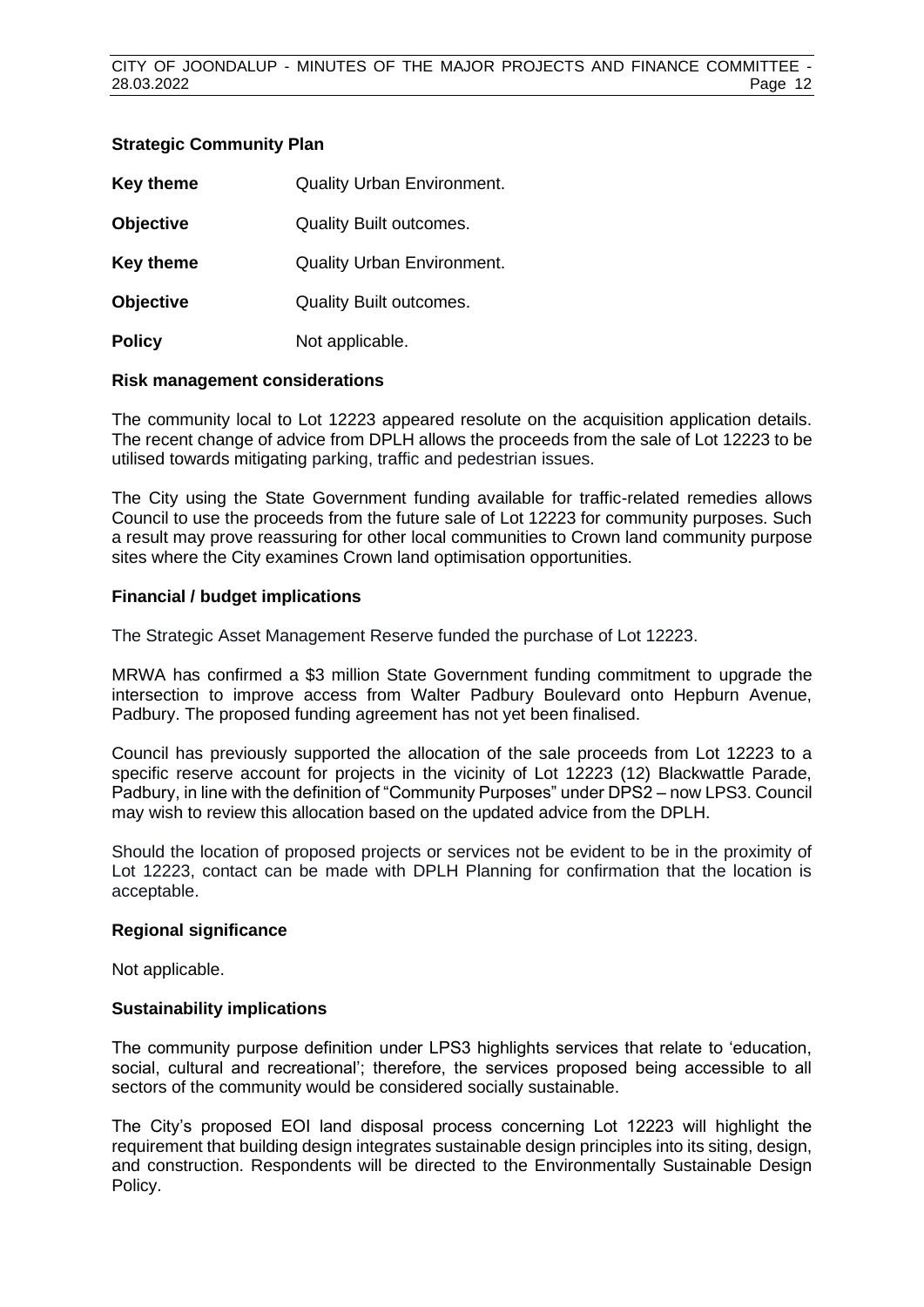**Strategic Community Plan**

| | |
|---|---|
| **Key theme** | Quality Urban Environment. |
| **Objective** | Quality Built outcomes. |
| **Key theme** | Quality Urban Environment. |
| **Objective** | Quality Built outcomes. |
| **Policy** | Not applicable. |

**Risk management considerations**

The community local to Lot 12223 appeared resolute on the acquisition application details. The recent change of advice from DPLH allows the proceeds from the sale of Lot 12223 to be utilised towards mitigating parking, traffic and pedestrian issues.

The City using the State Government funding available for traffic-related remedies allows Council to use the proceeds from the future sale of Lot 12223 for community purposes. Such a result may prove reassuring for other local communities to Crown land community purpose sites where the City examines Crown land optimisation opportunities.

**Financial / budget implications**

The Strategic Asset Management Reserve funded the purchase of Lot 12223.

MRWA has confirmed a $3 million State Government funding commitment to upgrade the intersection to improve access from Walter Padbury Boulevard onto Hepburn Avenue, Padbury. The proposed funding agreement has not yet been finalised.

Council has previously supported the allocation of the sale proceeds from Lot 12223 to a specific reserve account for projects in the vicinity of Lot 12223 (12) Blackwattle Parade, Padbury, in line with the definition of "Community Purposes" under DPS2 – now LPS3. Council may wish to review this allocation based on the updated advice from the DPLH.

Should the location of proposed projects or services not be evident to be in the proximity of Lot 12223, contact can be made with DPLH Planning for confirmation that the location is acceptable.

**Regional significance**

Not applicable.

**Sustainability implications**

The community purpose definition under LPS3 highlights services that relate to 'education, social, cultural and recreational'; therefore, the services proposed being accessible to all sectors of the community would be considered socially sustainable.

The City's proposed EOI land disposal process concerning Lot 12223 will highlight the requirement that building design integrates sustainable design principles into its siting, design, and construction. Respondents will be directed to the Environmentally Sustainable Design Policy.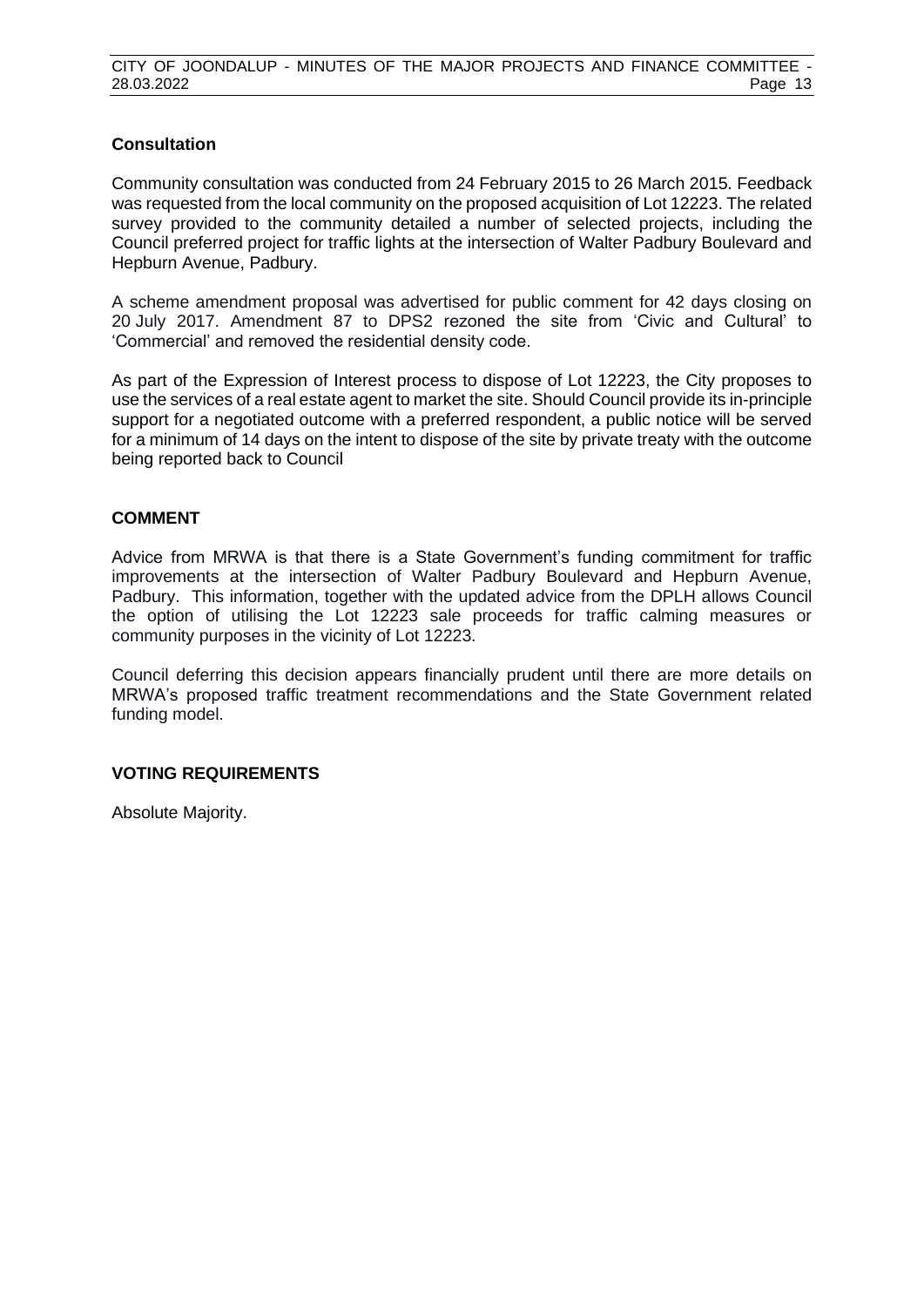**Consultation**

Community consultation was conducted from 24 February 2015 to 26 March 2015. Feedback was requested from the local community on the proposed acquisition of Lot 12223. The related survey provided to the community detailed a number of selected projects, including the Council preferred project for traffic lights at the intersection of Walter Padbury Boulevard and Hepburn Avenue, Padbury.

A scheme amendment proposal was advertised for public comment for 42 days closing on 20 July 2017. Amendment 87 to DPS2 rezoned the site from 'Civic and Cultural' to 'Commercial' and removed the residential density code.

As part of the Expression of Interest process to dispose of Lot 12223, the City proposes to use the services of a real estate agent to market the site. Should Council provide its in-principle support for a negotiated outcome with a preferred respondent, a public notice will be served for a minimum of 14 days on the intent to dispose of the site by private treaty with the outcome being reported back to Council

## COMMENT

Advice from MRWA is that there is a State Government's funding commitment for traffic improvements at the intersection of Walter Padbury Boulevard and Hepburn Avenue, Padbury. This information, together with the updated advice from the DPLH allows Council the option of utilising the Lot 12223 sale proceeds for traffic calming measures or community purposes in the vicinity of Lot 12223.

Council deferring this decision appears financially prudent until there are more details on MRWA's proposed traffic treatment recommendations and the State Government related funding model.

## VOTING REQUIREMENTS

Absolute Majority.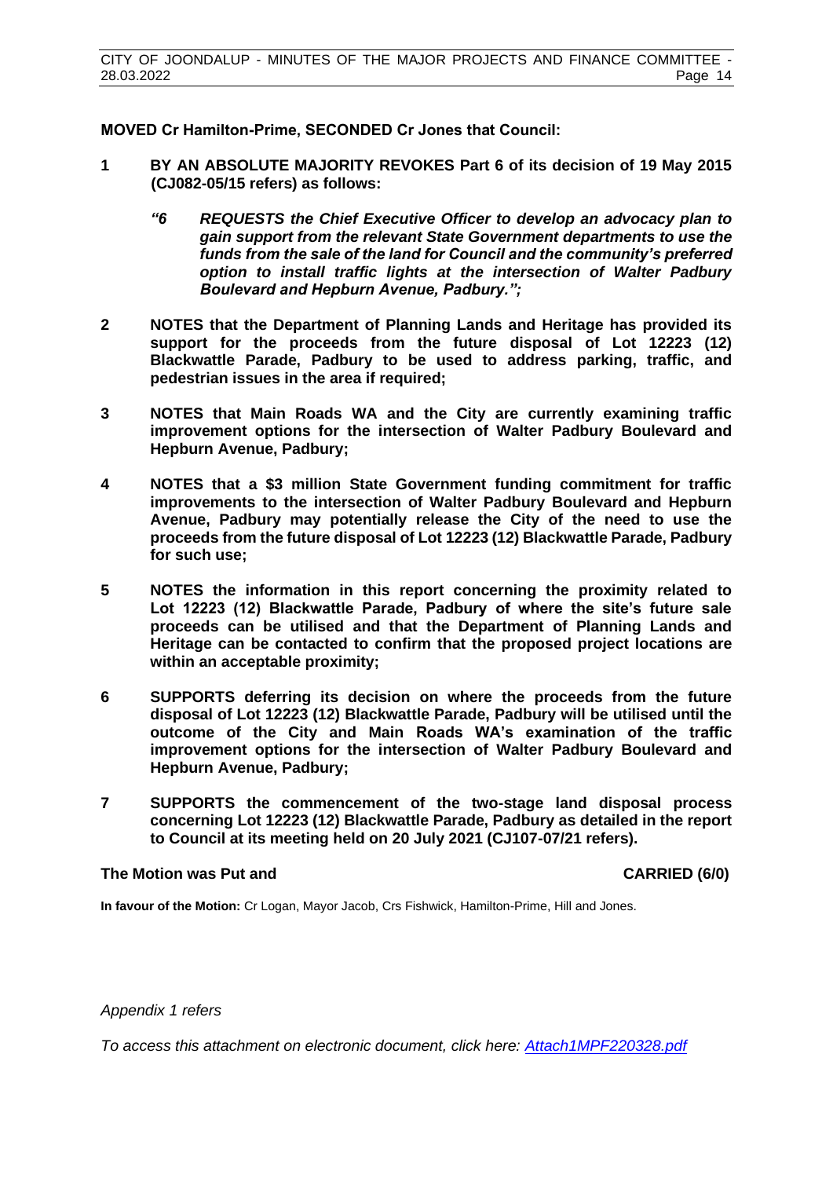**MOVED Cr Hamilton-Prime, SECONDED Cr Jones that Council:**

1. **BY AN ABSOLUTE MAJORITY REVOKES Part 6 of its decision of 19 May 2015 (CJ082-05/15 refers) as follows:**

   ***"6 REQUESTS the Chief Executive Officer to develop an advocacy plan to gain support from the relevant State Government departments to use the funds from the sale of the land for Council and the community's preferred option to install traffic lights at the intersection of Walter Padbury Boulevard and Hepburn Avenue, Padbury.";***

2. **NOTES that the Department of Planning Lands and Heritage has provided its support for the proceeds from the future disposal of Lot 12223 (12) Blackwattle Parade, Padbury to be used to address parking, traffic, and pedestrian issues in the area if required;**

3. **NOTES that Main Roads WA and the City are currently examining traffic improvement options for the intersection of Walter Padbury Boulevard and Hepburn Avenue, Padbury;**

4. **NOTES that a $3 million State Government funding commitment for traffic improvements to the intersection of Walter Padbury Boulevard and Hepburn Avenue, Padbury may potentially release the City of the need to use the proceeds from the future disposal of Lot 12223 (12) Blackwattle Parade, Padbury for such use;**

5. **NOTES the information in this report concerning the proximity related to Lot 12223 (12) Blackwattle Parade, Padbury of where the site's future sale proceeds can be utilised and that the Department of Planning Lands and Heritage can be contacted to confirm that the proposed project locations are within an acceptable proximity;**

6. **SUPPORTS deferring its decision on where the proceeds from the future disposal of Lot 12223 (12) Blackwattle Parade, Padbury will be utilised until the outcome of the City and Main Roads WA's examination of the traffic improvement options for the intersection of Walter Padbury Boulevard and Hepburn Avenue, Padbury;**

7. **SUPPORTS the commencement of the two-stage land disposal process concerning Lot 12223 (12) Blackwattle Parade, Padbury as detailed in the report to Council at its meeting held on 20 July 2021 (CJ107-07/21 refers).**

**The Motion was Put and CARRIED (6/0)**

**In favour of the Motion:** Cr Logan, Mayor Jacob, Crs Fishwick, Hamilton-Prime, Hill and Jones.

*Appendix 1 refers*

*To access this attachment on electronic document, click here: Attach1MPF220328.pdf*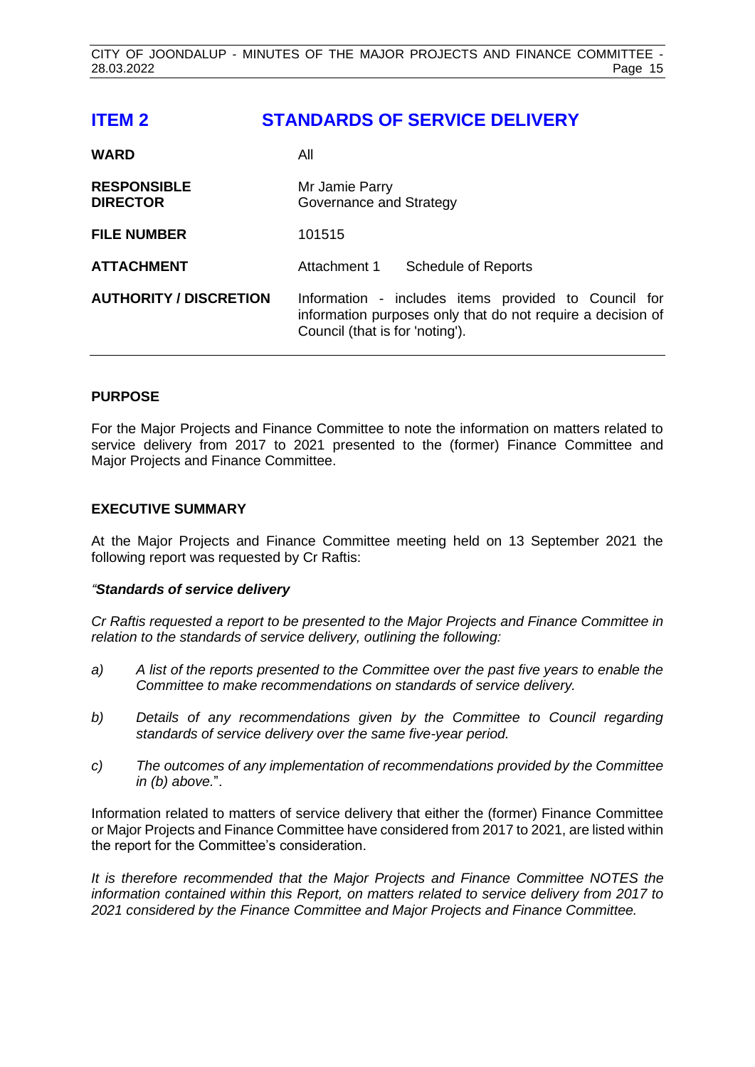# ITEM 2 STANDARDS OF SERVICE DELIVERY

| | |
|---|---|
| **WARD** | All |
| **RESPONSIBLE DIRECTOR** | Mr Jamie Parry<br>Governance and Strategy |
| **FILE NUMBER** | 101515 |
| **ATTACHMENT** | Attachment 1 Schedule of Reports |
| **AUTHORITY / DISCRETION** | Information - includes items provided to Council for information purposes only that do not require a decision of Council (that is for 'noting'). |

## PURPOSE

For the Major Projects and Finance Committee to note the information on matters related to service delivery from 2017 to 2021 presented to the (former) Finance Committee and Major Projects and Finance Committee.

## EXECUTIVE SUMMARY

At the Major Projects and Finance Committee meeting held on 13 September 2021 the following report was requested by Cr Raftis:

*"**Standards of service delivery***

*Cr Raftis requested a report to be presented to the Major Projects and Finance Committee in relation to the standards of service delivery, outlining the following:*

*a) A list of the reports presented to the Committee over the past five years to enable the Committee to make recommendations on standards of service delivery.*

*b) Details of any recommendations given by the Committee to Council regarding standards of service delivery over the same five-year period.*

*c) The outcomes of any implementation of recommendations provided by the Committee in (b) above.*".

Information related to matters of service delivery that either the (former) Finance Committee or Major Projects and Finance Committee have considered from 2017 to 2021, are listed within the report for the Committee's consideration.

*It is therefore recommended that the Major Projects and Finance Committee NOTES the information contained within this Report, on matters related to service delivery from 2017 to 2021 considered by the Finance Committee and Major Projects and Finance Committee.*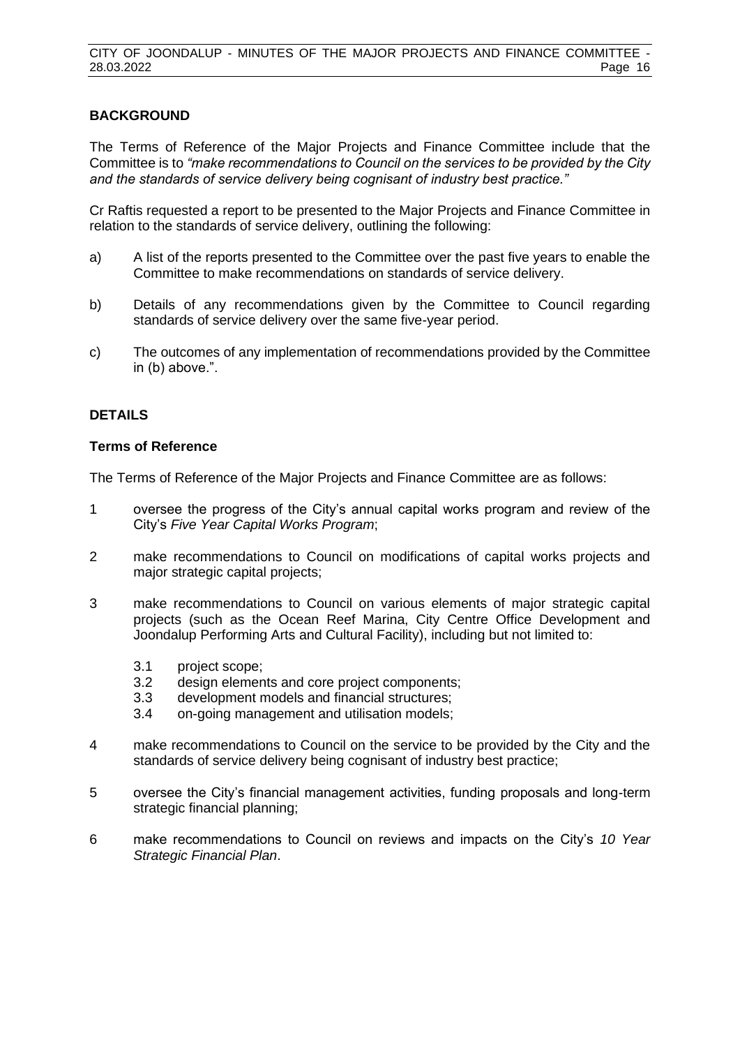## BACKGROUND

The Terms of Reference of the Major Projects and Finance Committee include that the Committee is to *"make recommendations to Council on the services to be provided by the City and the standards of service delivery being cognisant of industry best practice."*

Cr Raftis requested a report to be presented to the Major Projects and Finance Committee in relation to the standards of service delivery, outlining the following:

a) A list of the reports presented to the Committee over the past five years to enable the Committee to make recommendations on standards of service delivery.

b) Details of any recommendations given by the Committee to Council regarding standards of service delivery over the same five-year period.

c) The outcomes of any implementation of recommendations provided by the Committee in (b) above.".

## DETAILS

### Terms of Reference

The Terms of Reference of the Major Projects and Finance Committee are as follows:

1 oversee the progress of the City's annual capital works program and review of the City's *Five Year Capital Works Program*;

2 make recommendations to Council on modifications of capital works projects and major strategic capital projects;

3 make recommendations to Council on various elements of major strategic capital projects (such as the Ocean Reef Marina, City Centre Office Development and Joondalup Performing Arts and Cultural Facility), including but not limited to:

   3.1 project scope;
   3.2 design elements and core project components;
   3.3 development models and financial structures;
   3.4 on-going management and utilisation models;

4 make recommendations to Council on the service to be provided by the City and the standards of service delivery being cognisant of industry best practice;

5 oversee the City's financial management activities, funding proposals and long-term strategic financial planning;

6 make recommendations to Council on reviews and impacts on the City's *10 Year Strategic Financial Plan*.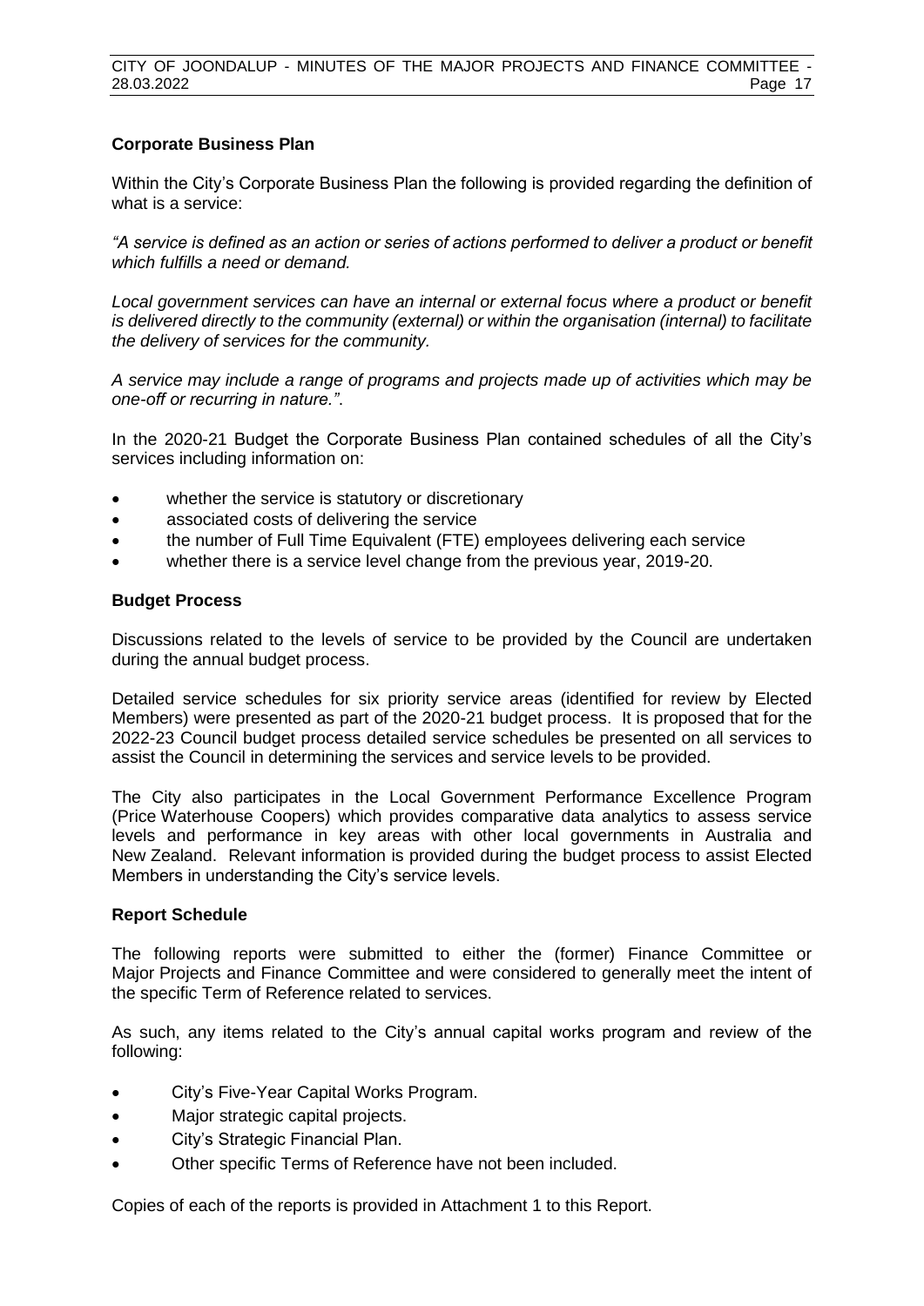**Corporate Business Plan**

Within the City's Corporate Business Plan the following is provided regarding the definition of what is a service:

*"A service is defined as an action or series of actions performed to deliver a product or benefit which fulfills a need or demand.*

*Local government services can have an internal or external focus where a product or benefit is delivered directly to the community (external) or within the organisation (internal) to facilitate the delivery of services for the community.*

*A service may include a range of programs and projects made up of activities which may be one-off or recurring in nature."*.

In the 2020-21 Budget the Corporate Business Plan contained schedules of all the City's services including information on:

- whether the service is statutory or discretionary
- associated costs of delivering the service
- the number of Full Time Equivalent (FTE) employees delivering each service
- whether there is a service level change from the previous year, 2019-20.

**Budget Process**

Discussions related to the levels of service to be provided by the Council are undertaken during the annual budget process.

Detailed service schedules for six priority service areas (identified for review by Elected Members) were presented as part of the 2020-21 budget process. It is proposed that for the 2022-23 Council budget process detailed service schedules be presented on all services to assist the Council in determining the services and service levels to be provided.

The City also participates in the Local Government Performance Excellence Program (Price Waterhouse Coopers) which provides comparative data analytics to assess service levels and performance in key areas with other local governments in Australia and New Zealand. Relevant information is provided during the budget process to assist Elected Members in understanding the City's service levels.

**Report Schedule**

The following reports were submitted to either the (former) Finance Committee or Major Projects and Finance Committee and were considered to generally meet the intent of the specific Term of Reference related to services.

As such, any items related to the City's annual capital works program and review of the following:

- City's Five-Year Capital Works Program.
- Major strategic capital projects.
- City's Strategic Financial Plan.
- Other specific Terms of Reference have not been included.

Copies of each of the reports is provided in Attachment 1 to this Report.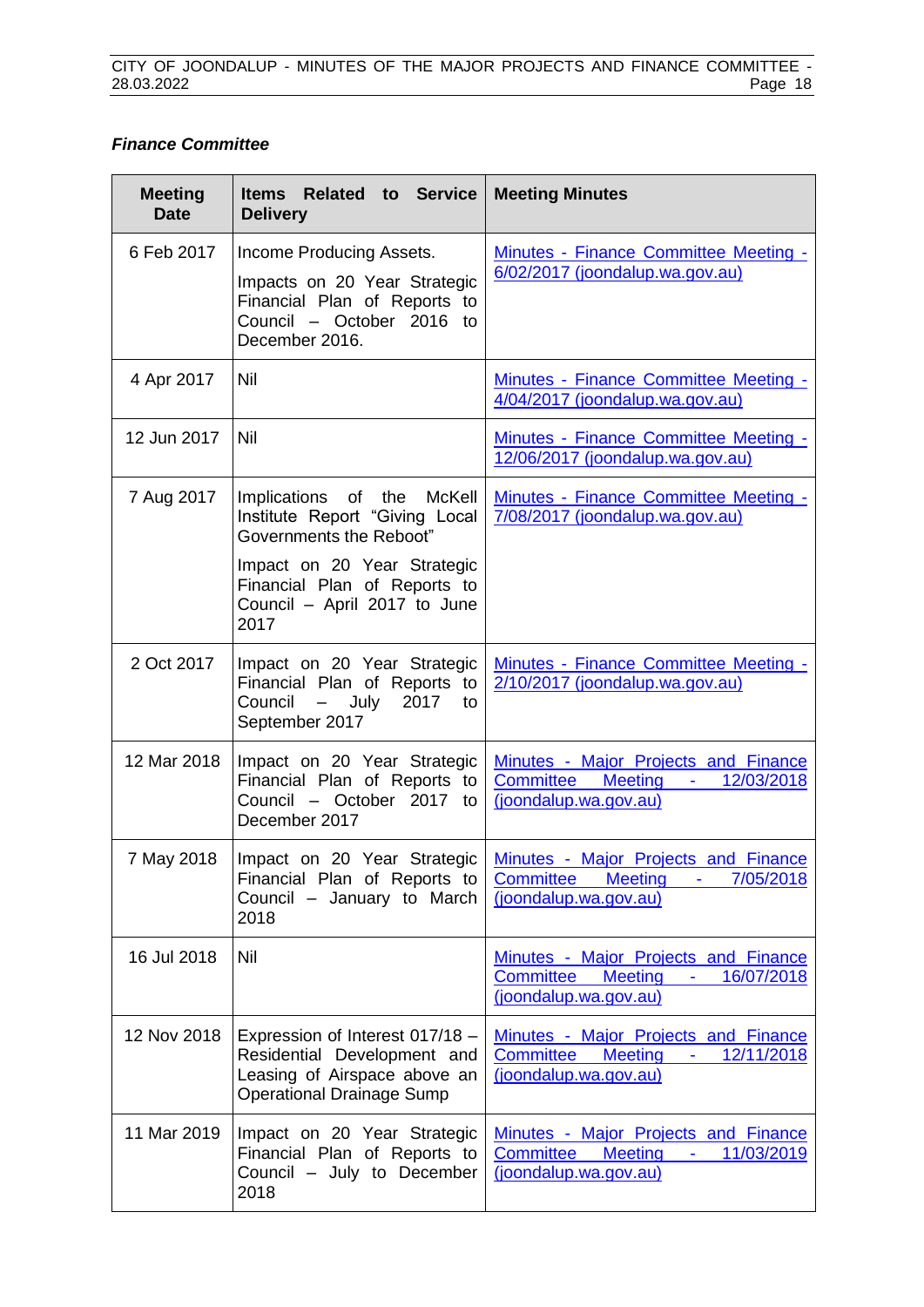***Finance Committee***

| Meeting Date | Items Related to Service Delivery | Meeting Minutes |
|---|---|---|
| 6 Feb 2017 | Income Producing Assets.<br><br>Impacts on 20 Year Strategic Financial Plan of Reports to Council – October 2016 to December 2016. | Minutes - Finance Committee Meeting - 6/02/2017 (joondalup.wa.gov.au) |
| 4 Apr 2017 | Nil | Minutes - Finance Committee Meeting - 4/04/2017 (joondalup.wa.gov.au) |
| 12 Jun 2017 | Nil | Minutes - Finance Committee Meeting - 12/06/2017 (joondalup.wa.gov.au) |
| 7 Aug 2017 | Implications of the McKell Institute Report "Giving Local Governments the Reboot"<br><br>Impact on 20 Year Strategic Financial Plan of Reports to Council – April 2017 to June 2017 | Minutes - Finance Committee Meeting - 7/08/2017 (joondalup.wa.gov.au) |
| 2 Oct 2017 | Impact on 20 Year Strategic Financial Plan of Reports to Council – July 2017 to September 2017 | Minutes - Finance Committee Meeting - 2/10/2017 (joondalup.wa.gov.au) |
| 12 Mar 2018 | Impact on 20 Year Strategic Financial Plan of Reports to Council – October 2017 to December 2017 | Minutes - Major Projects and Finance Committee Meeting - 12/03/2018 (joondalup.wa.gov.au) |
| 7 May 2018 | Impact on 20 Year Strategic Financial Plan of Reports to Council – January to March 2018 | Minutes - Major Projects and Finance Committee Meeting - 7/05/2018 (joondalup.wa.gov.au) |
| 16 Jul 2018 | Nil | Minutes - Major Projects and Finance Committee Meeting - 16/07/2018 (joondalup.wa.gov.au) |
| 12 Nov 2018 | Expression of Interest 017/18 – Residential Development and Leasing of Airspace above an Operational Drainage Sump | Minutes - Major Projects and Finance Committee Meeting - 12/11/2018 (joondalup.wa.gov.au) |
| 11 Mar 2019 | Impact on 20 Year Strategic Financial Plan of Reports to Council – July to December 2018 | Minutes - Major Projects and Finance Committee Meeting - 11/03/2019 (joondalup.wa.gov.au) |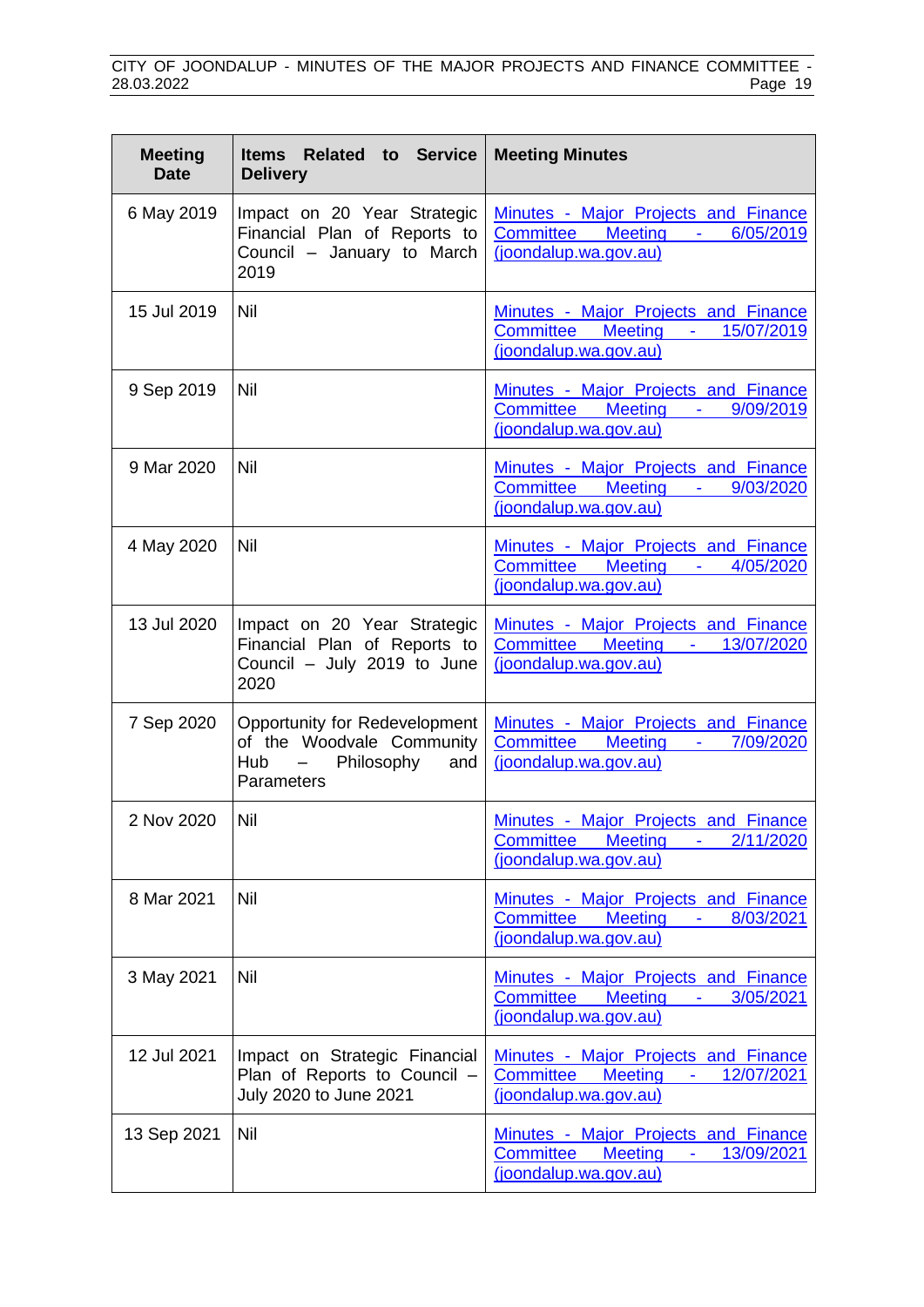| Meeting Date | Items Related to Service Delivery | Meeting Minutes |
|---|---|---|
| 6 May 2019 | Impact on 20 Year Strategic Financial Plan of Reports to Council – January to March 2019 | Minutes - Major Projects and Finance Committee Meeting - 6/05/2019 (joondalup.wa.gov.au) |
| 15 Jul 2019 | Nil | Minutes - Major Projects and Finance Committee Meeting - 15/07/2019 (joondalup.wa.gov.au) |
| 9 Sep 2019 | Nil | Minutes - Major Projects and Finance Committee Meeting - 9/09/2019 (joondalup.wa.gov.au) |
| 9 Mar 2020 | Nil | Minutes - Major Projects and Finance Committee Meeting - 9/03/2020 (joondalup.wa.gov.au) |
| 4 May 2020 | Nil | Minutes - Major Projects and Finance Committee Meeting - 4/05/2020 (joondalup.wa.gov.au) |
| 13 Jul 2020 | Impact on 20 Year Strategic Financial Plan of Reports to Council – July 2019 to June 2020 | Minutes - Major Projects and Finance Committee Meeting - 13/07/2020 (joondalup.wa.gov.au) |
| 7 Sep 2020 | Opportunity for Redevelopment of the Woodvale Community Hub – Philosophy and Parameters | Minutes - Major Projects and Finance Committee Meeting - 7/09/2020 (joondalup.wa.gov.au) |
| 2 Nov 2020 | Nil | Minutes - Major Projects and Finance Committee Meeting - 2/11/2020 (joondalup.wa.gov.au) |
| 8 Mar 2021 | Nil | Minutes - Major Projects and Finance Committee Meeting - 8/03/2021 (joondalup.wa.gov.au) |
| 3 May 2021 | Nil | Minutes - Major Projects and Finance Committee Meeting - 3/05/2021 (joondalup.wa.gov.au) |
| 12 Jul 2021 | Impact on Strategic Financial Plan of Reports to Council – July 2020 to June 2021 | Minutes - Major Projects and Finance Committee Meeting - 12/07/2021 (joondalup.wa.gov.au) |
| 13 Sep 2021 | Nil | Minutes - Major Projects and Finance Committee Meeting - 13/09/2021 (joondalup.wa.gov.au) |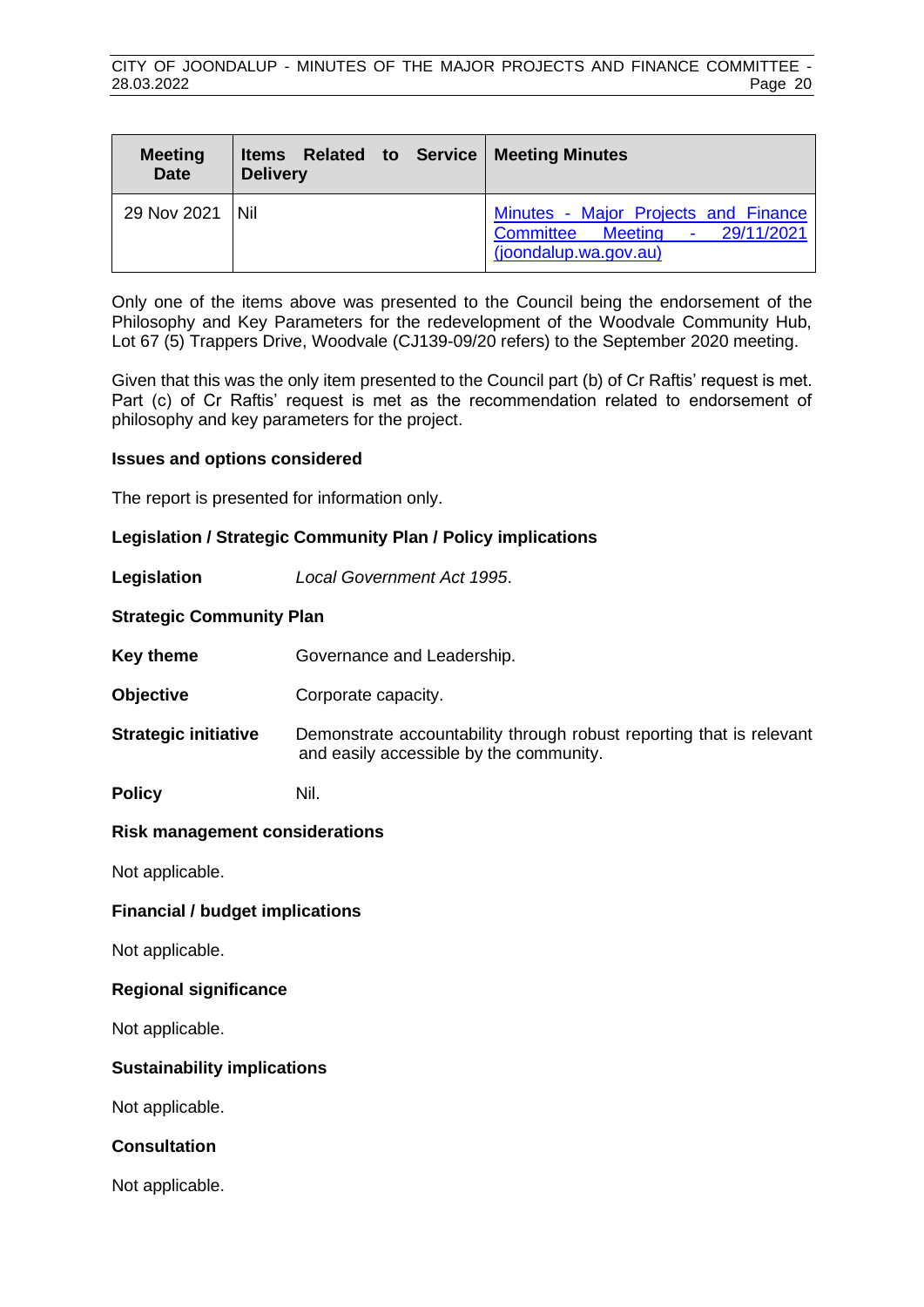| Meeting Date | Items Related to Service Delivery | Meeting Minutes |
|---|---|---|
| 29 Nov 2021 | Nil | Minutes - Major Projects and Finance Committee Meeting - 29/11/2021 (joondalup.wa.gov.au) |

Only one of the items above was presented to the Council being the endorsement of the Philosophy and Key Parameters for the redevelopment of the Woodvale Community Hub, Lot 67 (5) Trappers Drive, Woodvale (CJ139-09/20 refers) to the September 2020 meeting.

Given that this was the only item presented to the Council part (b) of Cr Raftis' request is met. Part (c) of Cr Raftis' request is met as the recommendation related to endorsement of philosophy and key parameters for the project.

**Issues and options considered**

The report is presented for information only.

**Legislation / Strategic Community Plan / Policy implications**

**Legislation** *Local Government Act 1995*.

**Strategic Community Plan**

**Key theme** Governance and Leadership.

**Objective** Corporate capacity.

**Strategic initiative** Demonstrate accountability through robust reporting that is relevant and easily accessible by the community.

**Policy** Nil.

**Risk management considerations**

Not applicable.

**Financial / budget implications**

Not applicable.

**Regional significance**

Not applicable.

**Sustainability implications**

Not applicable.

**Consultation**

Not applicable.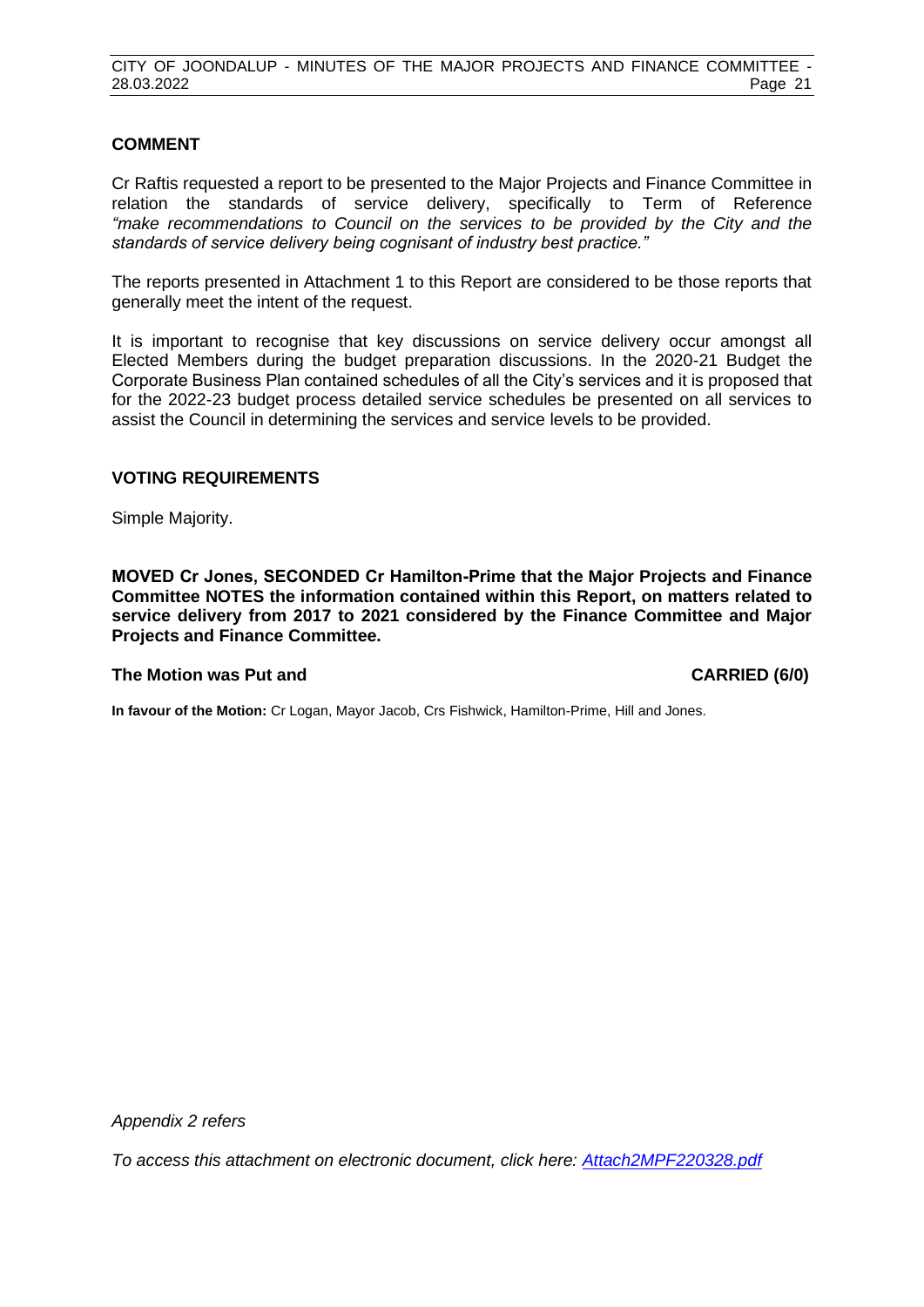### COMMENT

Cr Raftis requested a report to be presented to the Major Projects and Finance Committee in relation the standards of service delivery, specifically to Term of Reference *"make recommendations to Council on the services to be provided by the City and the standards of service delivery being cognisant of industry best practice."*

The reports presented in Attachment 1 to this Report are considered to be those reports that generally meet the intent of the request.

It is important to recognise that key discussions on service delivery occur amongst all Elected Members during the budget preparation discussions. In the 2020-21 Budget the Corporate Business Plan contained schedules of all the City's services and it is proposed that for the 2022-23 budget process detailed service schedules be presented on all services to assist the Council in determining the services and service levels to be provided.

### VOTING REQUIREMENTS

Simple Majority.

**MOVED Cr Jones, SECONDED Cr Hamilton-Prime that the Major Projects and Finance Committee NOTES the information contained within this Report, on matters related to service delivery from 2017 to 2021 considered by the Finance Committee and Major Projects and Finance Committee.**

**The Motion was Put and CARRIED (6/0)**

**In favour of the Motion:** Cr Logan, Mayor Jacob, Crs Fishwick, Hamilton-Prime, Hill and Jones.

*Appendix 2 refers*

*To access this attachment on electronic document, click here: [Attach2MPF220328.pdf](Attach2MPF220328.pdf)*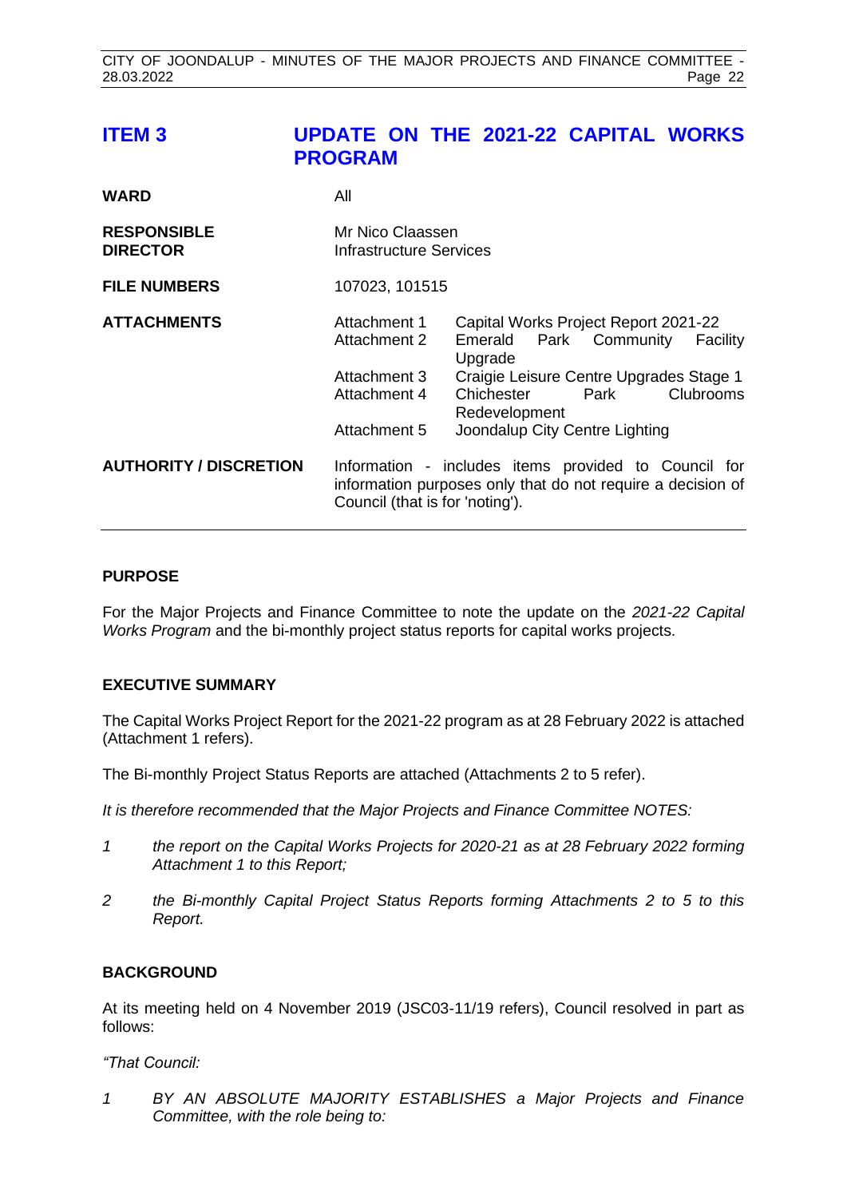## ITEM 3 UPDATE ON THE 2021-22 CAPITAL WORKS PROGRAM

| | | |
|---|---|---|
| **WARD** | All | |
| **RESPONSIBLE DIRECTOR** | Mr Nico Claassen<br>Infrastructure Services | |
| **FILE NUMBERS** | 107023, 101515 | |
| **ATTACHMENTS** | Attachment 1 | Capital Works Project Report 2021-22 |
| | Attachment 2 | Emerald Park Community Facility Upgrade |
| | Attachment 3 | Craigie Leisure Centre Upgrades Stage 1 |
| | Attachment 4 | Chichester Park Clubrooms Redevelopment |
| | Attachment 5 | Joondalup City Centre Lighting |
| **AUTHORITY / DISCRETION** | Information - includes items provided to Council for information purposes only that do not require a decision of Council (that is for 'noting'). | |

### PURPOSE

For the Major Projects and Finance Committee to note the update on the *2021-22 Capital Works Program* and the bi-monthly project status reports for capital works projects.

### EXECUTIVE SUMMARY

The Capital Works Project Report for the 2021-22 program as at 28 February 2022 is attached (Attachment 1 refers).

The Bi-monthly Project Status Reports are attached (Attachments 2 to 5 refer).

*It is therefore recommended that the Major Projects and Finance Committee NOTES:*

*1 the report on the Capital Works Projects for 2020-21 as at 28 February 2022 forming Attachment 1 to this Report;*

*2 the Bi-monthly Capital Project Status Reports forming Attachments 2 to 5 to this Report.*

### BACKGROUND

At its meeting held on 4 November 2019 (JSC03-11/19 refers), Council resolved in part as follows:

*"That Council:*

*1 BY AN ABSOLUTE MAJORITY ESTABLISHES a Major Projects and Finance Committee, with the role being to:*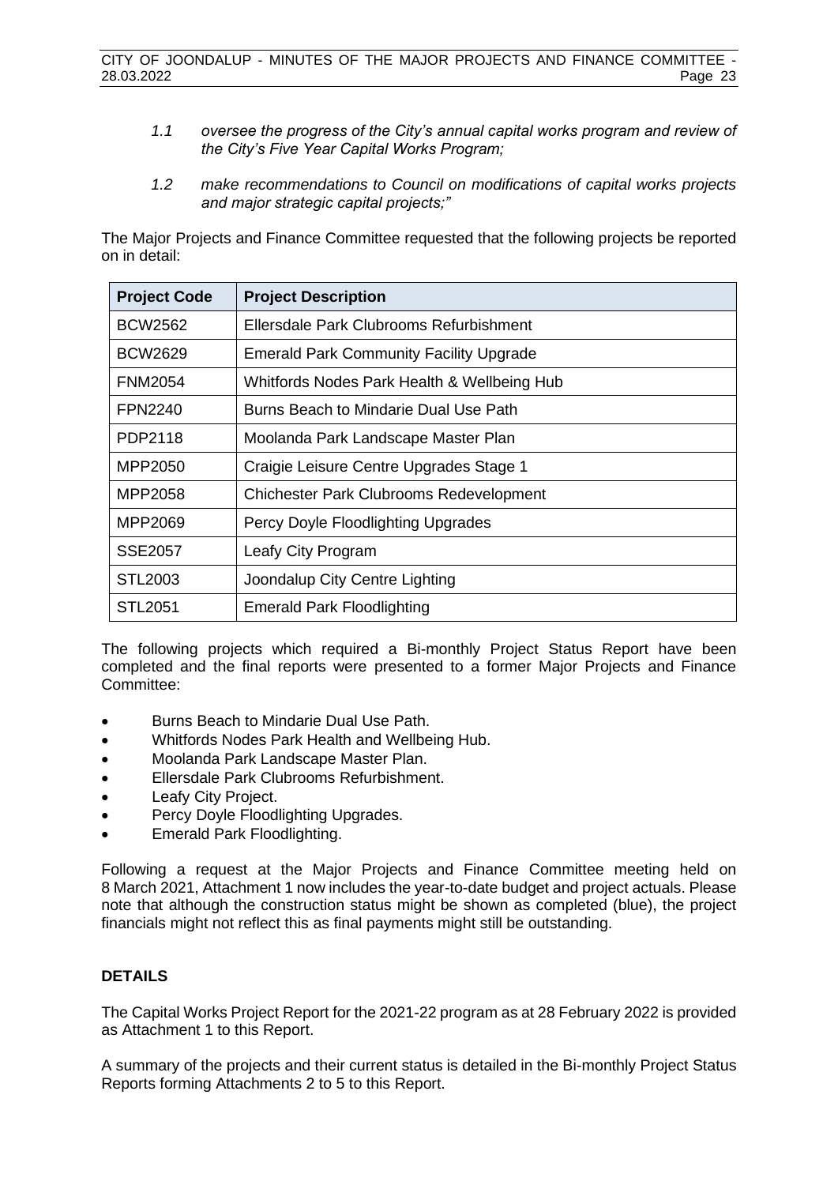> *1.1 oversee the progress of the City's annual capital works program and review of the City's Five Year Capital Works Program;*
>
> *1.2 make recommendations to Council on modifications of capital works projects and major strategic capital projects;"*

The Major Projects and Finance Committee requested that the following projects be reported on in detail:

| Project Code | Project Description |
| --- | --- |
| BCW2562 | Ellersdale Park Clubrooms Refurbishment |
| BCW2629 | Emerald Park Community Facility Upgrade |
| FNM2054 | Whitfords Nodes Park Health & Wellbeing Hub |
| FPN2240 | Burns Beach to Mindarie Dual Use Path |
| PDP2118 | Moolanda Park Landscape Master Plan |
| MPP2050 | Craigie Leisure Centre Upgrades Stage 1 |
| MPP2058 | Chichester Park Clubrooms Redevelopment |
| MPP2069 | Percy Doyle Floodlighting Upgrades |
| SSE2057 | Leafy City Program |
| STL2003 | Joondalup City Centre Lighting |
| STL2051 | Emerald Park Floodlighting |

The following projects which required a Bi-monthly Project Status Report have been completed and the final reports were presented to a former Major Projects and Finance Committee:

- Burns Beach to Mindarie Dual Use Path.
- Whitfords Nodes Park Health and Wellbeing Hub.
- Moolanda Park Landscape Master Plan.
- Ellersdale Park Clubrooms Refurbishment.
- Leafy City Project.
- Percy Doyle Floodlighting Upgrades.
- Emerald Park Floodlighting.

Following a request at the Major Projects and Finance Committee meeting held on 8 March 2021, Attachment 1 now includes the year-to-date budget and project actuals. Please note that although the construction status might be shown as completed (blue), the project financials might not reflect this as final payments might still be outstanding.

## DETAILS

The Capital Works Project Report for the 2021-22 program as at 28 February 2022 is provided as Attachment 1 to this Report.

A summary of the projects and their current status is detailed in the Bi-monthly Project Status Reports forming Attachments 2 to 5 to this Report.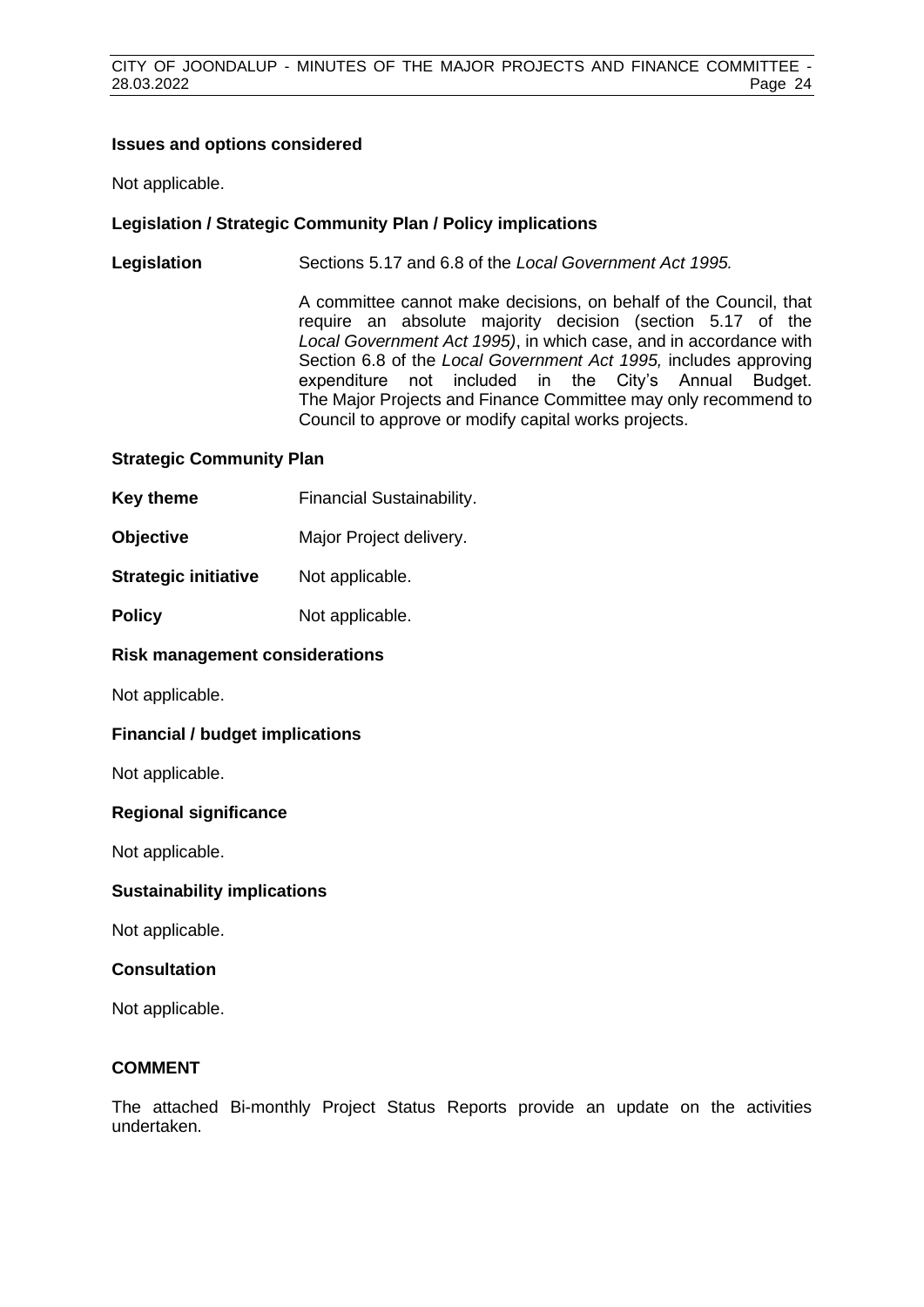### Issues and options considered

Not applicable.

### Legislation / Strategic Community Plan / Policy implications

**Legislation** Sections 5.17 and 6.8 of the *Local Government Act 1995.*

A committee cannot make decisions, on behalf of the Council, that require an absolute majority decision (section 5.17 of the *Local Government Act 1995)*, in which case, and in accordance with Section 6.8 of the *Local Government Act 1995,* includes approving expenditure not included in the City's Annual Budget. The Major Projects and Finance Committee may only recommend to Council to approve or modify capital works projects.

### Strategic Community Plan

**Key theme** Financial Sustainability.

**Objective** Major Project delivery.

**Strategic initiative** Not applicable.

**Policy** Not applicable.

### Risk management considerations

Not applicable.

### Financial / budget implications

Not applicable.

### Regional significance

Not applicable.

### Sustainability implications

Not applicable.

### Consultation

Not applicable.

## COMMENT

The attached Bi-monthly Project Status Reports provide an update on the activities undertaken.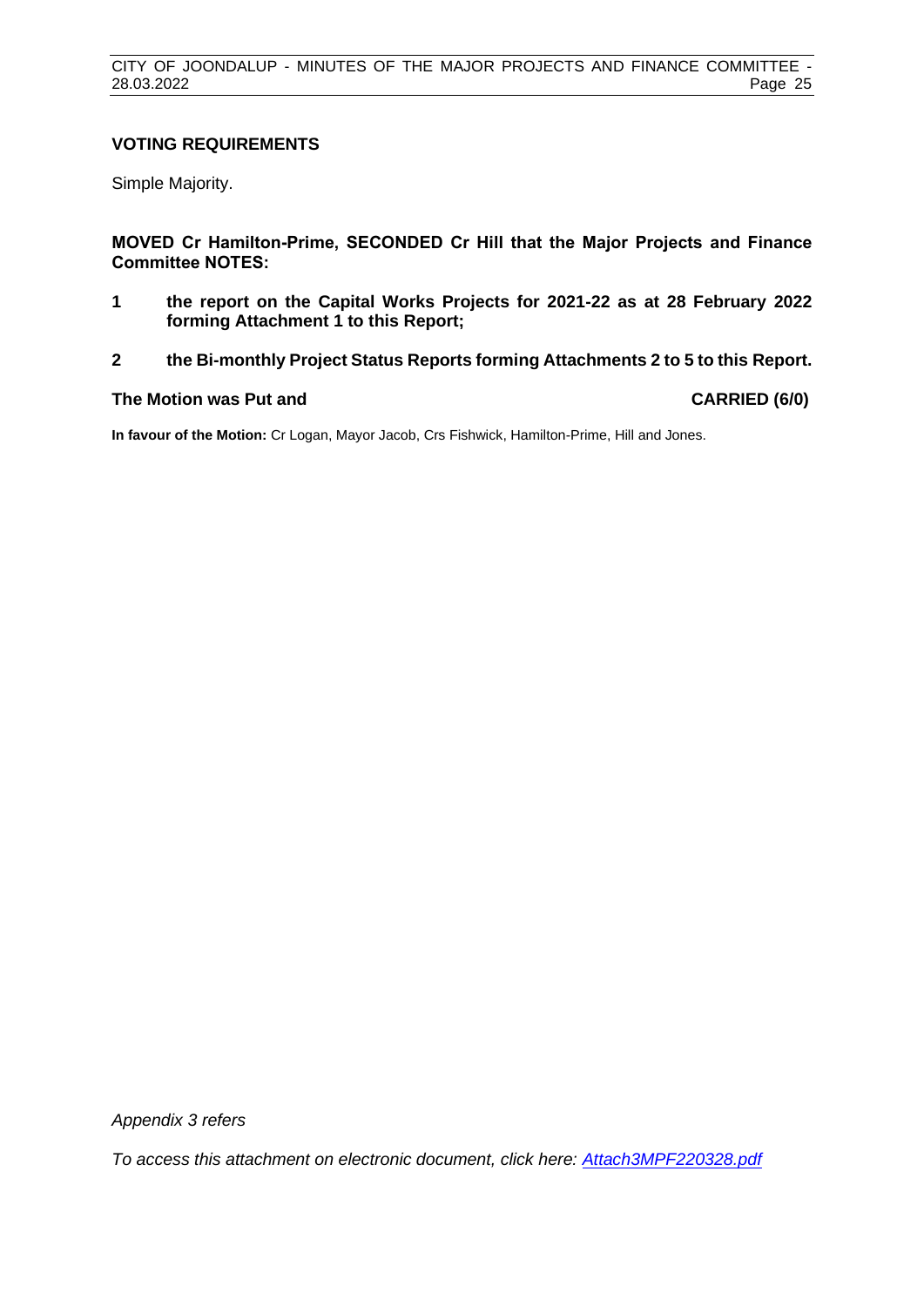### VOTING REQUIREMENTS

Simple Majority.

**MOVED Cr Hamilton-Prime, SECONDED Cr Hill that the Major Projects and Finance Committee NOTES:**

**1 the report on the Capital Works Projects for 2021-22 as at 28 February 2022 forming Attachment 1 to this Report;**

**2 the Bi-monthly Project Status Reports forming Attachments 2 to 5 to this Report.**

**The Motion was Put and CARRIED (6/0)**

**In favour of the Motion:** Cr Logan, Mayor Jacob, Crs Fishwick, Hamilton-Prime, Hill and Jones.

*Appendix 3 refers*

*To access this attachment on electronic document, click here: [Attach3MPF220328.pdf](Attach3MPF220328.pdf)*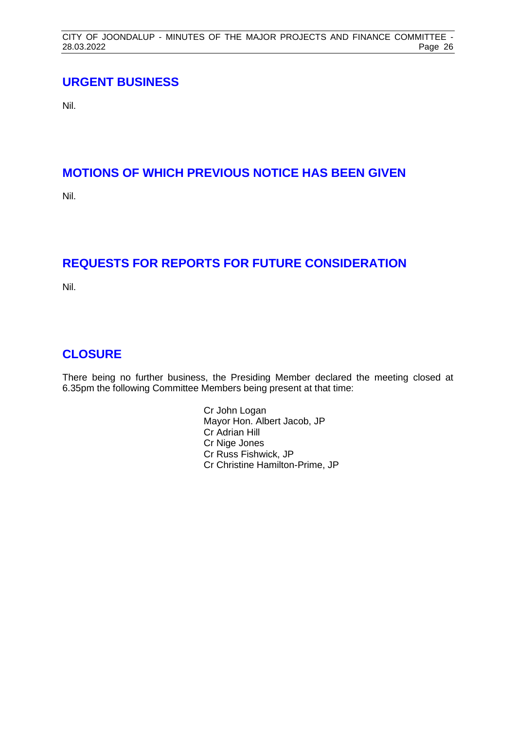## URGENT BUSINESS

Nil.

## MOTIONS OF WHICH PREVIOUS NOTICE HAS BEEN GIVEN

Nil.

## REQUESTS FOR REPORTS FOR FUTURE CONSIDERATION

Nil.

## CLOSURE

There being no further business, the Presiding Member declared the meeting closed at 6.35pm the following Committee Members being present at that time:

Cr John Logan
Mayor Hon. Albert Jacob, JP
Cr Adrian Hill
Cr Nige Jones
Cr Russ Fishwick, JP
Cr Christine Hamilton-Prime, JP